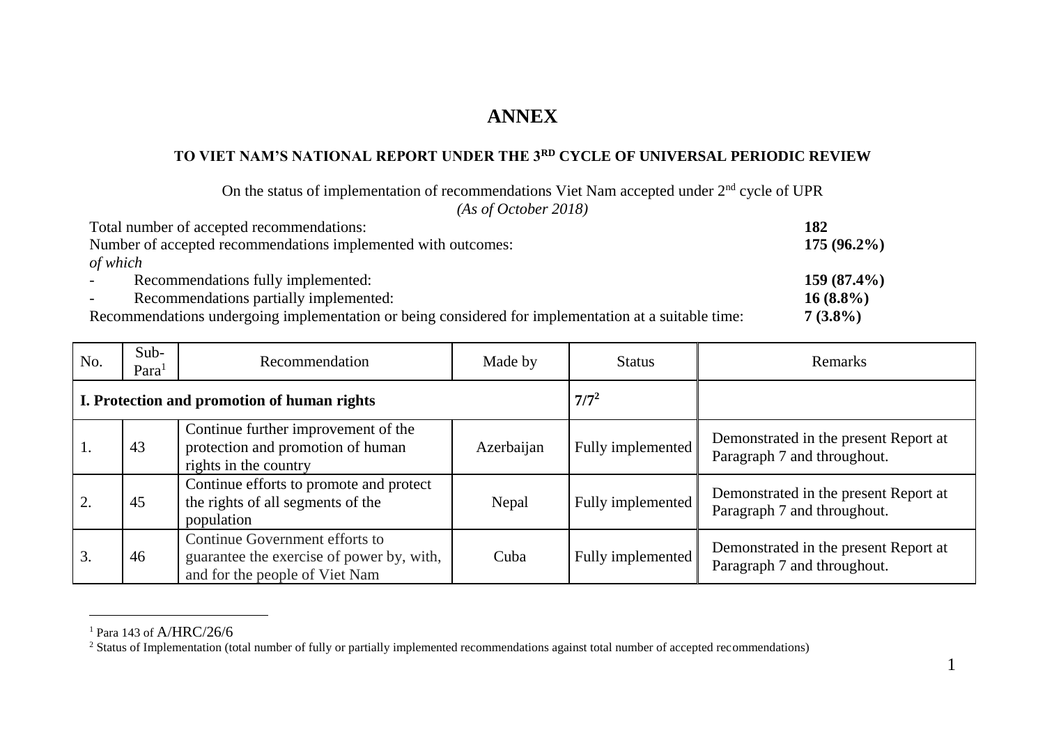# ANNEX

## TO VIET NAM'S NATIONAL REPORT UNDER THE 3RD CYCLE OF UNIVERSAL PERIODIC REVIEW

On the status of implementation of recommendations Viet Nam accepted under 2nd cycle of UPR

*(As of October 2018)*

| | |
|---|---|
| Total number of accepted recommendations: | **182** |
| Number of accepted recommendations implemented with outcomes: | **175 (96.2%)** |
| *of which* | |
| - Recommendations fully implemented: | **159 (87.4%)** |
| - Recommendations partially implemented: | **16 (8.8%)** |
| Recommendations undergoing implementation or being considered for implementation at a suitable time: | **7 (3.8%)** |

| No. | Sub-Para[1] | Recommendation | Made by | Status | Remarks |
|---|---|---|---|---|---|
| **I. Protection and promotion of human rights** | | | | **7/7[2]** | |
| 1. | 43 | Continue further improvement of the protection and promotion of human rights in the country | Azerbaijan | Fully implemented | Demonstrated in the present Report at Paragraph 7 and throughout. |
| 2. | 45 | Continue efforts to promote and protect the rights of all segments of the population | Nepal | Fully implemented | Demonstrated in the present Report at Paragraph 7 and throughout. |
| 3. | 46 | Continue Government efforts to guarantee the exercise of power by, with, and for the people of Viet Nam | Cuba | Fully implemented | Demonstrated in the present Report at Paragraph 7 and throughout. |

[1] Para 143 of A/HRC/26/6

[2] Status of Implementation (total number of fully or partially implemented recommendations against total number of accepted recommendations)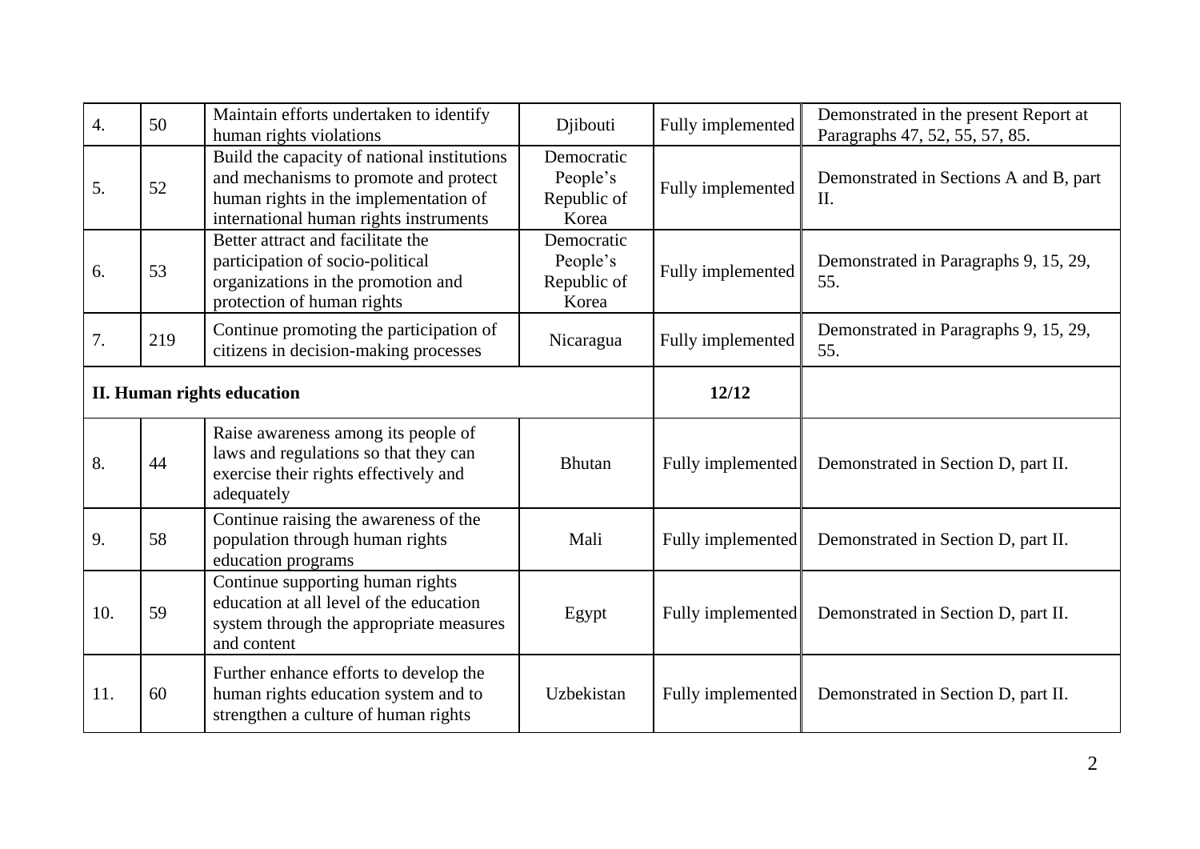| 4. | 50 | Maintain efforts undertaken to identify human rights violations | Djibouti | Fully implemented | Demonstrated in the present Report at Paragraphs 47, 52, 55, 57, 85. |
|---|---|---|---|---|---|
| 5. | 52 | Build the capacity of national institutions and mechanisms to promote and protect human rights in the implementation of international human rights instruments | Democratic People's Republic of Korea | Fully implemented | Demonstrated in Sections A and B, part II. |
| 6. | 53 | Better attract and facilitate the participation of socio-political organizations in the promotion and protection of human rights | Democratic People's Republic of Korea | Fully implemented | Demonstrated in Paragraphs 9, 15, 29, 55. |
| 7. | 219 | Continue promoting the participation of citizens in decision-making processes | Nicaragua | Fully implemented | Demonstrated in Paragraphs 9, 15, 29, 55. |
| **II. Human rights education** | | | | **12/12** | |
| 8. | 44 | Raise awareness among its people of laws and regulations so that they can exercise their rights effectively and adequately | Bhutan | Fully implemented | Demonstrated in Section D, part II. |
| 9. | 58 | Continue raising the awareness of the population through human rights education programs | Mali | Fully implemented | Demonstrated in Section D, part II. |
| 10. | 59 | Continue supporting human rights education at all level of the education system through the appropriate measures and content | Egypt | Fully implemented | Demonstrated in Section D, part II. |
| 11. | 60 | Further enhance efforts to develop the human rights education system and to strengthen a culture of human rights | Uzbekistan | Fully implemented | Demonstrated in Section D, part II. |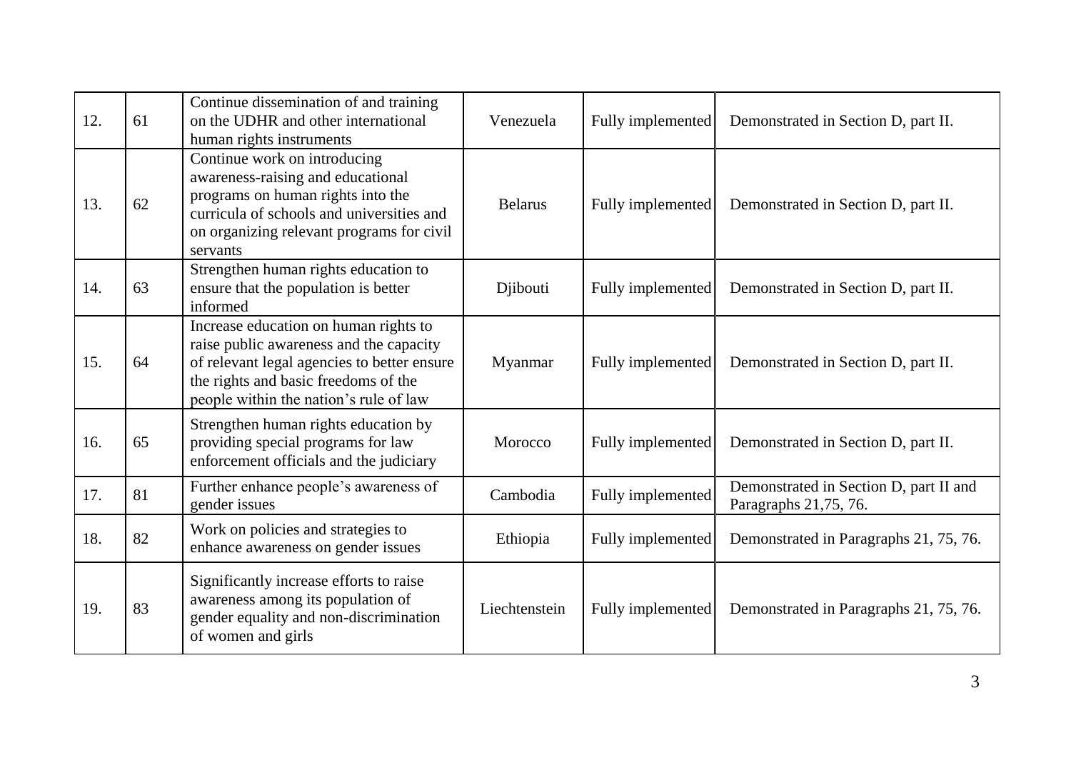| | | | | | |
|---|---|---|---|---|---|
| 12. | 61 | Continue dissemination of and training on the UDHR and other international human rights instruments | Venezuela | Fully implemented | Demonstrated in Section D, part II. |
| 13. | 62 | Continue work on introducing awareness-raising and educational programs on human rights into the curricula of schools and universities and on organizing relevant programs for civil servants | Belarus | Fully implemented | Demonstrated in Section D, part II. |
| 14. | 63 | Strengthen human rights education to ensure that the population is better informed | Djibouti | Fully implemented | Demonstrated in Section D, part II. |
| 15. | 64 | Increase education on human rights to raise public awareness and the capacity of relevant legal agencies to better ensure the rights and basic freedoms of the people within the nation's rule of law | Myanmar | Fully implemented | Demonstrated in Section D, part II. |
| 16. | 65 | Strengthen human rights education by providing special programs for law enforcement officials and the judiciary | Morocco | Fully implemented | Demonstrated in Section D, part II. |
| 17. | 81 | Further enhance people's awareness of gender issues | Cambodia | Fully implemented | Demonstrated in Section D, part II and Paragraphs 21,75, 76. |
| 18. | 82 | Work on policies and strategies to enhance awareness on gender issues | Ethiopia | Fully implemented | Demonstrated in Paragraphs 21, 75, 76. |
| 19. | 83 | Significantly increase efforts to raise awareness among its population of gender equality and non-discrimination of women and girls | Liechtenstein | Fully implemented | Demonstrated in Paragraphs 21, 75, 76. |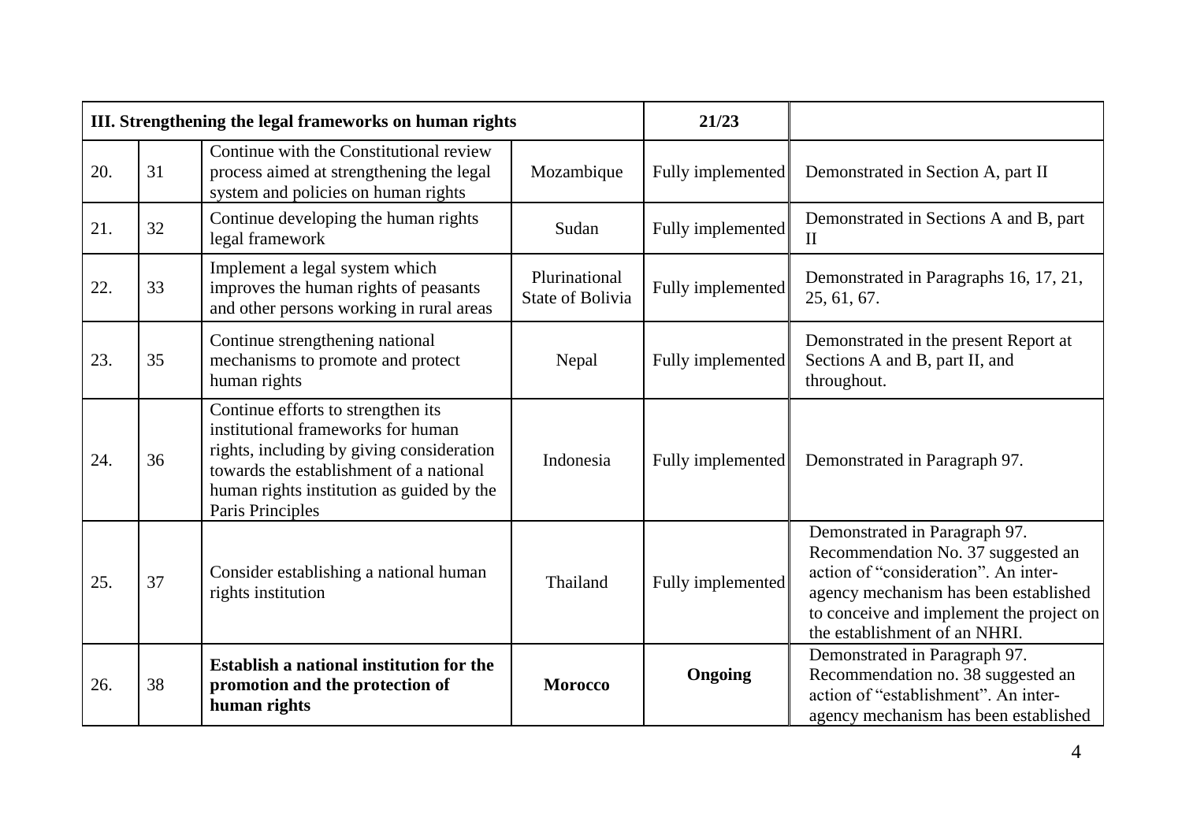| **III. Strengthening the legal frameworks on human rights** | | | | **21/23** | |
|---|---|---|---|---|---|
| 20. | 31 | Continue with the Constitutional review process aimed at strengthening the legal system and policies on human rights | Mozambique | Fully implemented | Demonstrated in Section A, part II |
| 21. | 32 | Continue developing the human rights legal framework | Sudan | Fully implemented | Demonstrated in Sections A and B, part II |
| 22. | 33 | Implement a legal system which improves the human rights of peasants and other persons working in rural areas | Plurinational State of Bolivia | Fully implemented | Demonstrated in Paragraphs 16, 17, 21, 25, 61, 67. |
| 23. | 35 | Continue strengthening national mechanisms to promote and protect human rights | Nepal | Fully implemented | Demonstrated in the present Report at Sections A and B, part II, and throughout. |
| 24. | 36 | Continue efforts to strengthen its institutional frameworks for human rights, including by giving consideration towards the establishment of a national human rights institution as guided by the Paris Principles | Indonesia | Fully implemented | Demonstrated in Paragraph 97. |
| 25. | 37 | Consider establishing a national human rights institution | Thailand | Fully implemented | Demonstrated in Paragraph 97. Recommendation No. 37 suggested an action of "consideration". An inter-agency mechanism has been established to conceive and implement the project on the establishment of an NHRI. |
| 26. | 38 | **Establish a national institution for the promotion and the protection of human rights** | **Morocco** | **Ongoing** | Demonstrated in Paragraph 97. Recommendation no. 38 suggested an action of "establishment". An inter-agency mechanism has been established |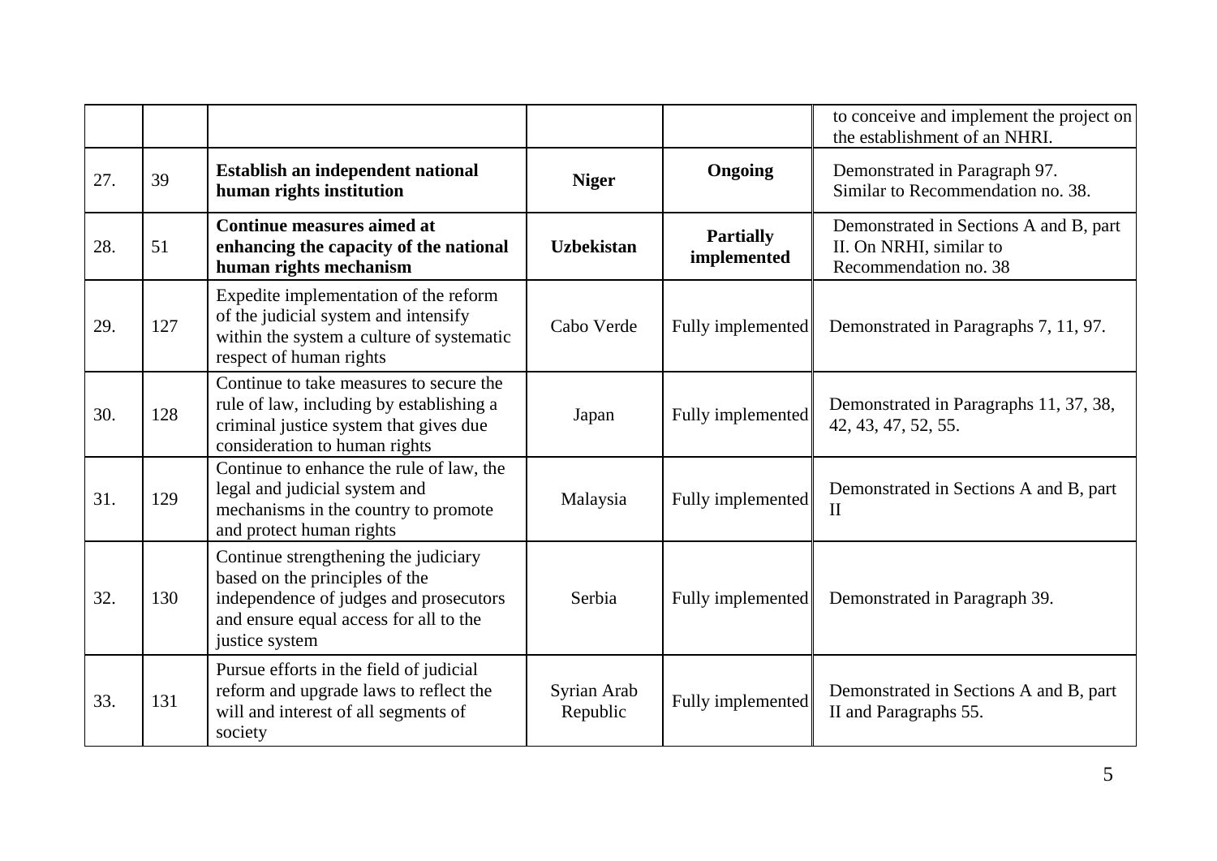| | | | | | |
|---|---|---|---|---|---|
| | | | | | to conceive and implement the project on the establishment of an NHRI. |
| 27. | 39 | **Establish an independent national human rights institution** | **Niger** | **Ongoing** | Demonstrated in Paragraph 97. Similar to Recommendation no. 38. |
| 28. | 51 | **Continue measures aimed at enhancing the capacity of the national human rights mechanism** | **Uzbekistan** | **Partially implemented** | Demonstrated in Sections A and B, part II. On NRHI, similar to Recommendation no. 38 |
| 29. | 127 | Expedite implementation of the reform of the judicial system and intensify within the system a culture of systematic respect of human rights | Cabo Verde | Fully implemented | Demonstrated in Paragraphs 7, 11, 97. |
| 30. | 128 | Continue to take measures to secure the rule of law, including by establishing a criminal justice system that gives due consideration to human rights | Japan | Fully implemented | Demonstrated in Paragraphs 11, 37, 38, 42, 43, 47, 52, 55. |
| 31. | 129 | Continue to enhance the rule of law, the legal and judicial system and mechanisms in the country to promote and protect human rights | Malaysia | Fully implemented | Demonstrated in Sections A and B, part II |
| 32. | 130 | Continue strengthening the judiciary based on the principles of the independence of judges and prosecutors and ensure equal access for all to the justice system | Serbia | Fully implemented | Demonstrated in Paragraph 39. |
| 33. | 131 | Pursue efforts in the field of judicial reform and upgrade laws to reflect the will and interest of all segments of society | Syrian Arab Republic | Fully implemented | Demonstrated in Sections A and B, part II and Paragraphs 55. |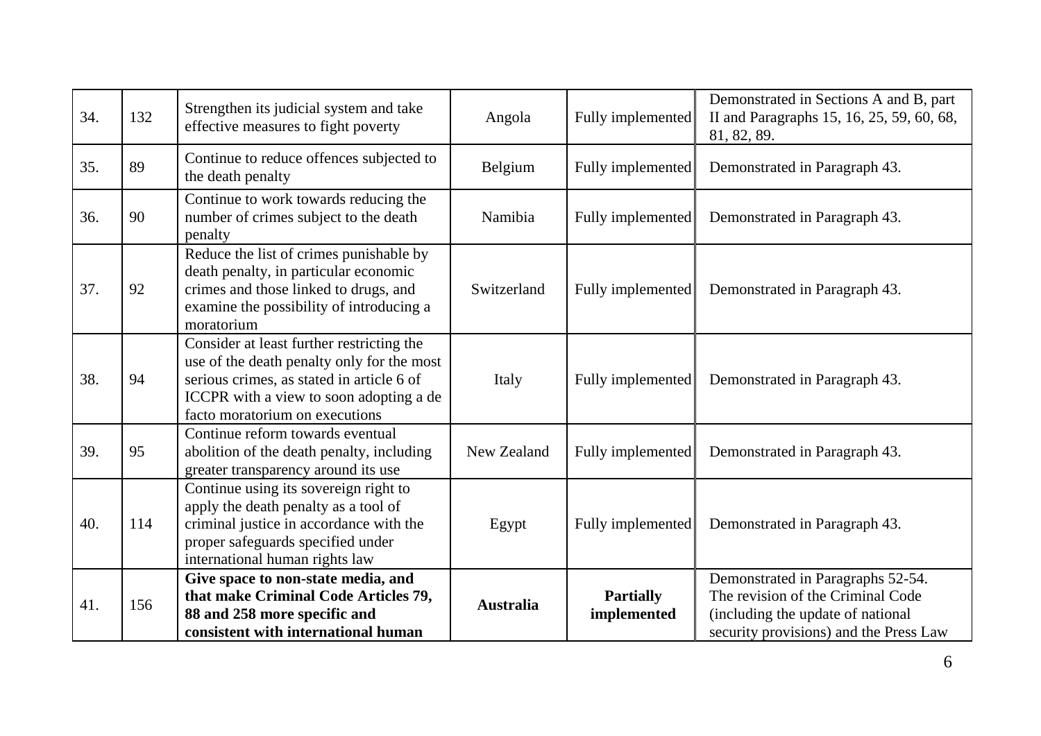| 34. | 132 | Strengthen its judicial system and take effective measures to fight poverty | Angola | Fully implemented | Demonstrated in Sections A and B, part II and Paragraphs 15, 16, 25, 59, 60, 68, 81, 82, 89. |
|---|---|---|---|---|---|
| 35. | 89 | Continue to reduce offences subjected to the death penalty | Belgium | Fully implemented | Demonstrated in Paragraph 43. |
| 36. | 90 | Continue to work towards reducing the number of crimes subject to the death penalty | Namibia | Fully implemented | Demonstrated in Paragraph 43. |
| 37. | 92 | Reduce the list of crimes punishable by death penalty, in particular economic crimes and those linked to drugs, and examine the possibility of introducing a moratorium | Switzerland | Fully implemented | Demonstrated in Paragraph 43. |
| 38. | 94 | Consider at least further restricting the use of the death penalty only for the most serious crimes, as stated in article 6 of ICCPR with a view to soon adopting a de facto moratorium on executions | Italy | Fully implemented | Demonstrated in Paragraph 43. |
| 39. | 95 | Continue reform towards eventual abolition of the death penalty, including greater transparency around its use | New Zealand | Fully implemented | Demonstrated in Paragraph 43. |
| 40. | 114 | Continue using its sovereign right to apply the death penalty as a tool of criminal justice in accordance with the proper safeguards specified under international human rights law | Egypt | Fully implemented | Demonstrated in Paragraph 43. |
| 41. | 156 | **Give space to non-state media, and that make Criminal Code Articles 79, 88 and 258 more specific and consistent with international human** | **Australia** | **Partially implemented** | Demonstrated in Paragraphs 52-54. The revision of the Criminal Code (including the update of national security provisions) and the Press Law |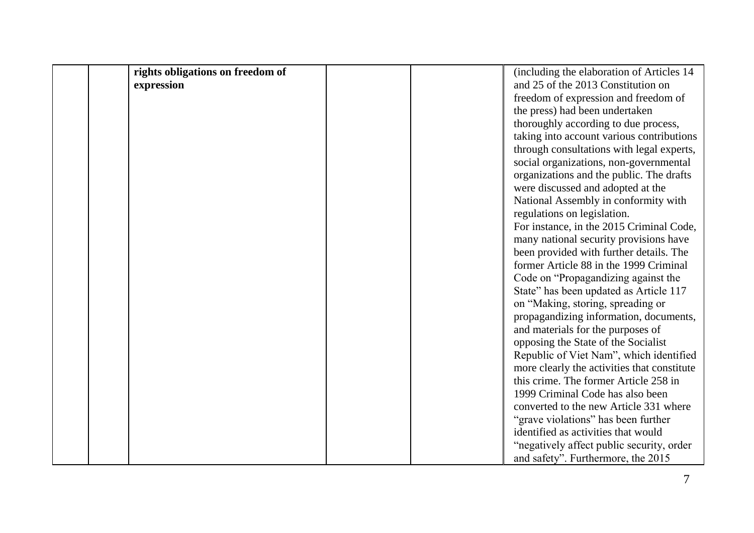| | | | | | |
|---|---|---|---|---|---|
| | | **rights obligations on freedom of expression** | | | (including the elaboration of Articles 14 and 25 of the 2013 Constitution on freedom of expression and freedom of the press) had been undertaken thoroughly according to due process, taking into account various contributions through consultations with legal experts, social organizations, non-governmental organizations and the public. The drafts were discussed and adopted at the National Assembly in conformity with regulations on legislation.<br>For instance, in the 2015 Criminal Code, many national security provisions have been provided with further details. The former Article 88 in the 1999 Criminal Code on "Propagandizing against the State" has been updated as Article 117 on "Making, storing, spreading or propagandizing information, documents, and materials for the purposes of opposing the State of the Socialist Republic of Viet Nam", which identified more clearly the activities that constitute this crime. The former Article 258 in 1999 Criminal Code has also been converted to the new Article 331 where "grave violations" has been further identified as activities that would "negatively affect public security, order and safety". Furthermore, the 2015 |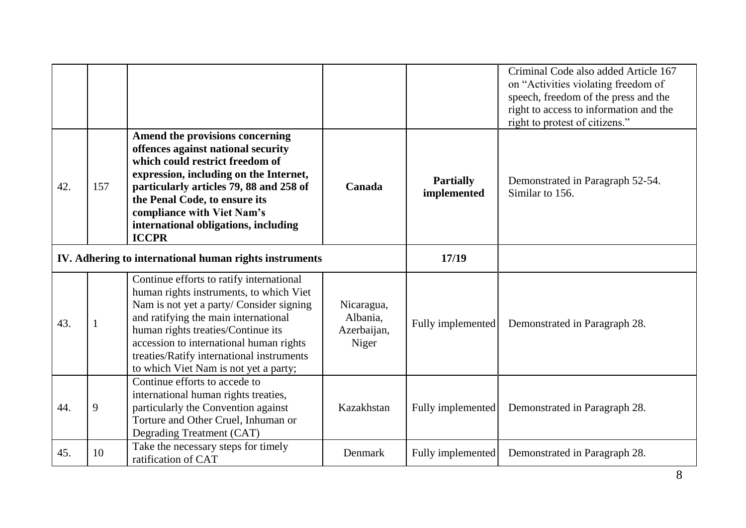| | | | | | |
|---|---|---|---|---|---|
| | | | | | Criminal Code also added Article 167 on "Activities violating freedom of speech, freedom of the press and the right to access to information and the right to protest of citizens." |
| 42. | 157 | **Amend the provisions concerning offences against national security which could restrict freedom of expression, including on the Internet, particularly articles 79, 88 and 258 of the Penal Code, to ensure its compliance with Viet Nam's international obligations, including ICCPR** | **Canada** | **Partially implemented** | Demonstrated in Paragraph 52-54. Similar to 156. |
| **IV. Adhering to international human rights instruments** | | | | **17/19** | |
| 43. | 1 | Continue efforts to ratify international human rights instruments, to which Viet Nam is not yet a party/ Consider signing and ratifying the main international human rights treaties/Continue its accession to international human rights treaties/Ratify international instruments to which Viet Nam is not yet a party; | Nicaragua, Albania, Azerbaijan, Niger | Fully implemented | Demonstrated in Paragraph 28. |
| 44. | 9 | Continue efforts to accede to international human rights treaties, particularly the Convention against Torture and Other Cruel, Inhuman or Degrading Treatment (CAT) | Kazakhstan | Fully implemented | Demonstrated in Paragraph 28. |
| 45. | 10 | Take the necessary steps for timely ratification of CAT | Denmark | Fully implemented | Demonstrated in Paragraph 28. |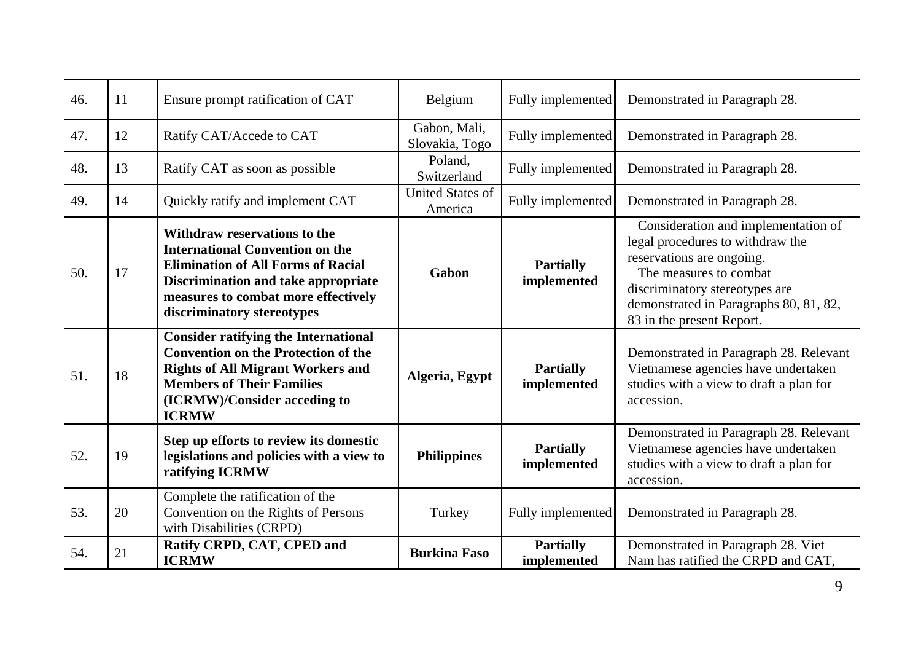| | | | | | |
|---|---|---|---|---|---|
| 46. | 11 | Ensure prompt ratification of CAT | Belgium | Fully implemented | Demonstrated in Paragraph 28. |
| 47. | 12 | Ratify CAT/Accede to CAT | Gabon, Mali, Slovakia, Togo | Fully implemented | Demonstrated in Paragraph 28. |
| 48. | 13 | Ratify CAT as soon as possible | Poland, Switzerland | Fully implemented | Demonstrated in Paragraph 28. |
| 49. | 14 | Quickly ratify and implement CAT | United States of America | Fully implemented | Demonstrated in Paragraph 28. |
| 50. | 17 | **Withdraw reservations to the International Convention on the Elimination of All Forms of Racial Discrimination and take appropriate measures to combat more effectively discriminatory stereotypes** | **Gabon** | **Partially implemented** | Consideration and implementation of legal procedures to withdraw the reservations are ongoing. The measures to combat discriminatory stereotypes are demonstrated in Paragraphs 80, 81, 82, 83 in the present Report. |
| 51. | 18 | **Consider ratifying the International Convention on the Protection of the Rights of All Migrant Workers and Members of Their Families (ICRMW)/Consider acceding to ICRMW** | **Algeria, Egypt** | **Partially implemented** | Demonstrated in Paragraph 28. Relevant Vietnamese agencies have undertaken studies with a view to draft a plan for accession. |
| 52. | 19 | **Step up efforts to review its domestic legislations and policies with a view to ratifying ICRMW** | **Philippines** | **Partially implemented** | Demonstrated in Paragraph 28. Relevant Vietnamese agencies have undertaken studies with a view to draft a plan for accession. |
| 53. | 20 | Complete the ratification of the Convention on the Rights of Persons with Disabilities (CRPD) | Turkey | Fully implemented | Demonstrated in Paragraph 28. |
| 54. | 21 | **Ratify CRPD, CAT, CPED and ICRMW** | **Burkina Faso** | **Partially implemented** | Demonstrated in Paragraph 28. Viet Nam has ratified the CRPD and CAT, |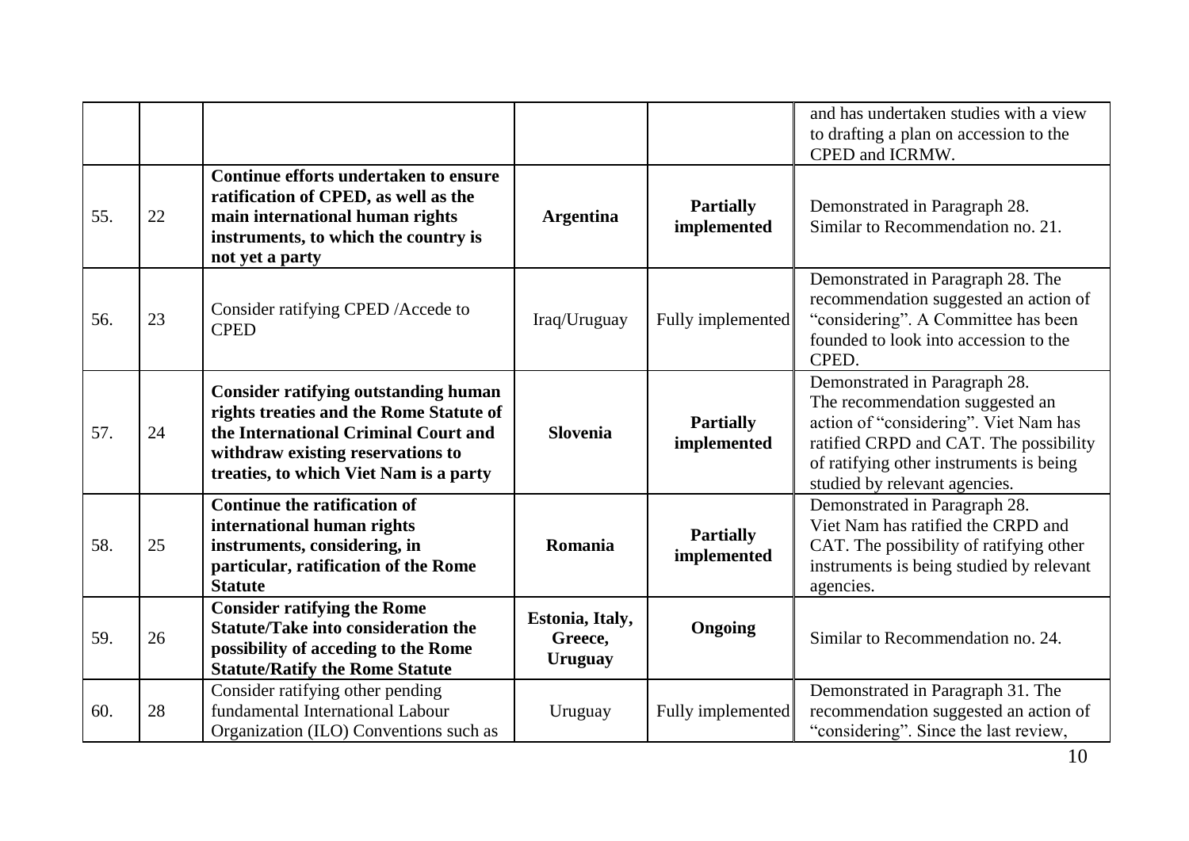|  |  |  |  |  | and has undertaken studies with a view to drafting a plan on accession to the CPED and ICRMW. |
|---|---|---|---|---|---|
| 55. | 22 | **Continue efforts undertaken to ensure ratification of CPED, as well as the main international human rights instruments, to which the country is not yet a party** | **Argentina** | **Partially implemented** | Demonstrated in Paragraph 28. Similar to Recommendation no. 21. |
| 56. | 23 | Consider ratifying CPED /Accede to CPED | Iraq/Uruguay | Fully implemented | Demonstrated in Paragraph 28. The recommendation suggested an action of "considering". A Committee has been founded to look into accession to the CPED. |
| 57. | 24 | **Consider ratifying outstanding human rights treaties and the Rome Statute of the International Criminal Court and withdraw existing reservations to treaties, to which Viet Nam is a party** | **Slovenia** | **Partially implemented** | Demonstrated in Paragraph 28. The recommendation suggested an action of "considering". Viet Nam has ratified CRPD and CAT. The possibility of ratifying other instruments is being studied by relevant agencies. |
| 58. | 25 | **Continue the ratification of international human rights instruments, considering, in particular, ratification of the Rome Statute** | **Romania** | **Partially implemented** | Demonstrated in Paragraph 28. Viet Nam has ratified the CRPD and CAT. The possibility of ratifying other instruments is being studied by relevant agencies. |
| 59. | 26 | **Consider ratifying the Rome Statute/Take into consideration the possibility of acceding to the Rome Statute/Ratify the Rome Statute** | **Estonia, Italy, Greece, Uruguay** | **Ongoing** | Similar to Recommendation no. 24. |
| 60. | 28 | Consider ratifying other pending fundamental International Labour Organization (ILO) Conventions such as | Uruguay | Fully implemented | Demonstrated in Paragraph 31. The recommendation suggested an action of "considering". Since the last review, |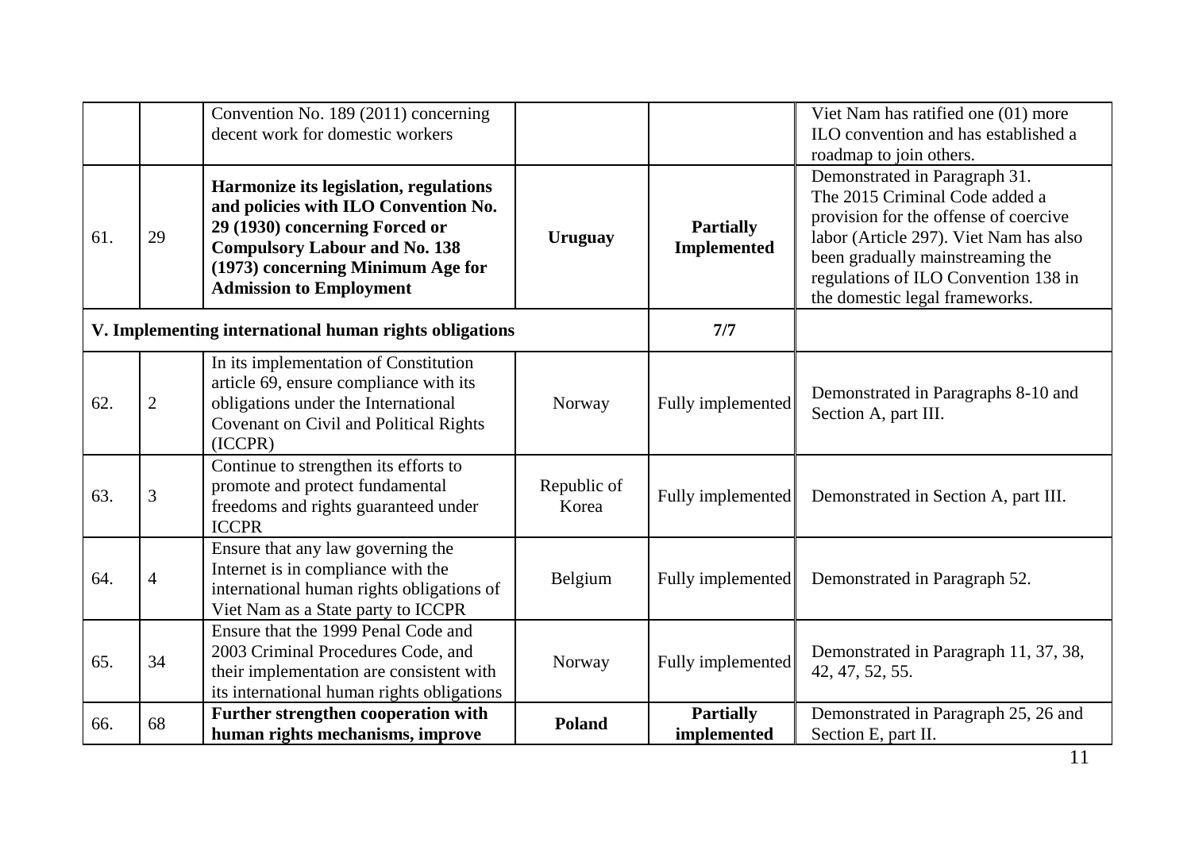| | | | | | |
|---|---|---|---|---|---|
| | | Convention No. 189 (2011) concerning decent work for domestic workers | | | Viet Nam has ratified one (01) more ILO convention and has established a roadmap to join others. |
| 61. | 29 | **Harmonize its legislation, regulations and policies with ILO Convention No. 29 (1930) concerning Forced or Compulsory Labour and No. 138 (1973) concerning Minimum Age for Admission to Employment** | **Uruguay** | **Partially Implemented** | Demonstrated in Paragraph 31. The 2015 Criminal Code added a provision for the offense of coercive labor (Article 297). Viet Nam has also been gradually mainstreaming the regulations of ILO Convention 138 in the domestic legal frameworks. |
| **V. Implementing international human rights obligations** | | | | **7/7** | |
| 62. | 2 | In its implementation of Constitution article 69, ensure compliance with its obligations under the International Covenant on Civil and Political Rights (ICCPR) | Norway | Fully implemented | Demonstrated in Paragraphs 8-10 and Section A, part III. |
| 63. | 3 | Continue to strengthen its efforts to promote and protect fundamental freedoms and rights guaranteed under ICCPR | Republic of Korea | Fully implemented | Demonstrated in Section A, part III. |
| 64. | 4 | Ensure that any law governing the Internet is in compliance with the international human rights obligations of Viet Nam as a State party to ICCPR | Belgium | Fully implemented | Demonstrated in Paragraph 52. |
| 65. | 34 | Ensure that the 1999 Penal Code and 2003 Criminal Procedures Code, and their implementation are consistent with its international human rights obligations | Norway | Fully implemented | Demonstrated in Paragraph 11, 37, 38, 42, 47, 52, 55. |
| 66. | 68 | **Further strengthen cooperation with human rights mechanisms, improve** | **Poland** | **Partially implemented** | Demonstrated in Paragraph 25, 26 and Section E, part II. |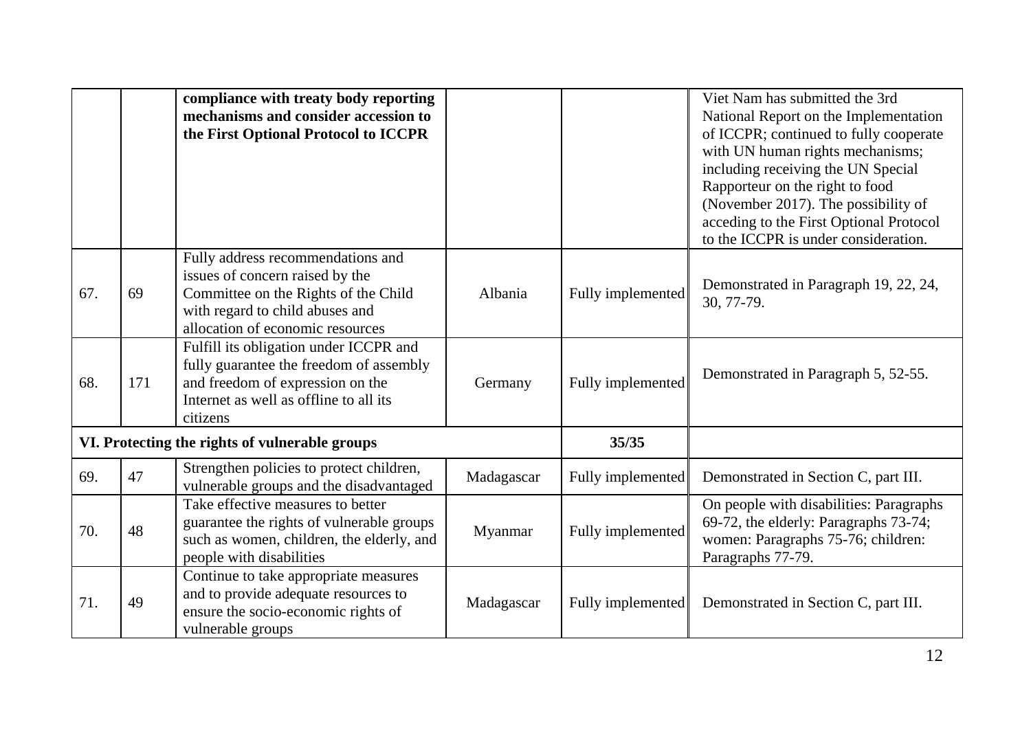| | | | | | |
|---|---|---|---|---|---|
| | | **compliance with treaty body reporting mechanisms and consider accession to the First Optional Protocol to ICCPR** | | | Viet Nam has submitted the 3rd National Report on the Implementation of ICCPR; continued to fully cooperate with UN human rights mechanisms; including receiving the UN Special Rapporteur on the right to food (November 2017). The possibility of acceding to the First Optional Protocol to the ICCPR is under consideration. |
| 67. | 69 | Fully address recommendations and issues of concern raised by the Committee on the Rights of the Child with regard to child abuses and allocation of economic resources | Albania | Fully implemented | Demonstrated in Paragraph 19, 22, 24, 30, 77-79. |
| 68. | 171 | Fulfill its obligation under ICCPR and fully guarantee the freedom of assembly and freedom of expression on the Internet as well as offline to all its citizens | Germany | Fully implemented | Demonstrated in Paragraph 5, 52-55. |
| **VI. Protecting the rights of vulnerable groups** | | | | **35/35** | |
| 69. | 47 | Strengthen policies to protect children, vulnerable groups and the disadvantaged | Madagascar | Fully implemented | Demonstrated in Section C, part III. |
| 70. | 48 | Take effective measures to better guarantee the rights of vulnerable groups such as women, children, the elderly, and people with disabilities | Myanmar | Fully implemented | On people with disabilities: Paragraphs 69-72, the elderly: Paragraphs 73-74; women: Paragraphs 75-76; children: Paragraphs 77-79. |
| 71. | 49 | Continue to take appropriate measures and to provide adequate resources to ensure the socio-economic rights of vulnerable groups | Madagascar | Fully implemented | Demonstrated in Section C, part III. |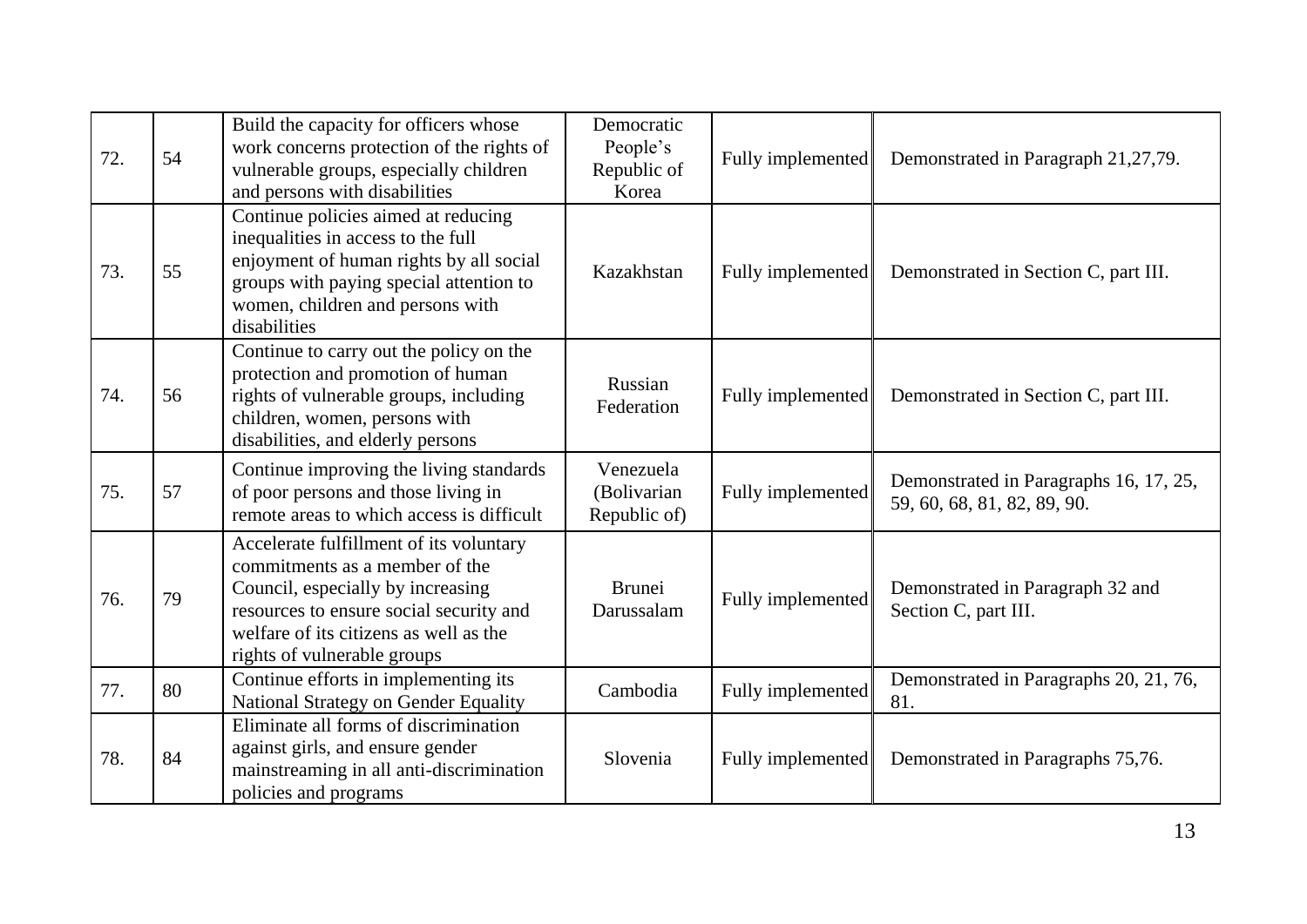| 72. | 54 | Build the capacity for officers whose work concerns protection of the rights of vulnerable groups, especially children and persons with disabilities | Democratic People's Republic of Korea | Fully implemented | Demonstrated in Paragraph 21,27,79. |
|---|---|---|---|---|---|
| 73. | 55 | Continue policies aimed at reducing inequalities in access to the full enjoyment of human rights by all social groups with paying special attention to women, children and persons with disabilities | Kazakhstan | Fully implemented | Demonstrated in Section C, part III. |
| 74. | 56 | Continue to carry out the policy on the protection and promotion of human rights of vulnerable groups, including children, women, persons with disabilities, and elderly persons | Russian Federation | Fully implemented | Demonstrated in Section C, part III. |
| 75. | 57 | Continue improving the living standards of poor persons and those living in remote areas to which access is difficult | Venezuela (Bolivarian Republic of) | Fully implemented | Demonstrated in Paragraphs 16, 17, 25, 59, 60, 68, 81, 82, 89, 90. |
| 76. | 79 | Accelerate fulfillment of its voluntary commitments as a member of the Council, especially by increasing resources to ensure social security and welfare of its citizens as well as the rights of vulnerable groups | Brunei Darussalam | Fully implemented | Demonstrated in Paragraph 32 and Section C, part III. |
| 77. | 80 | Continue efforts in implementing its National Strategy on Gender Equality | Cambodia | Fully implemented | Demonstrated in Paragraphs 20, 21, 76, 81. |
| 78. | 84 | Eliminate all forms of discrimination against girls, and ensure gender mainstreaming in all anti-discrimination policies and programs | Slovenia | Fully implemented | Demonstrated in Paragraphs 75,76. |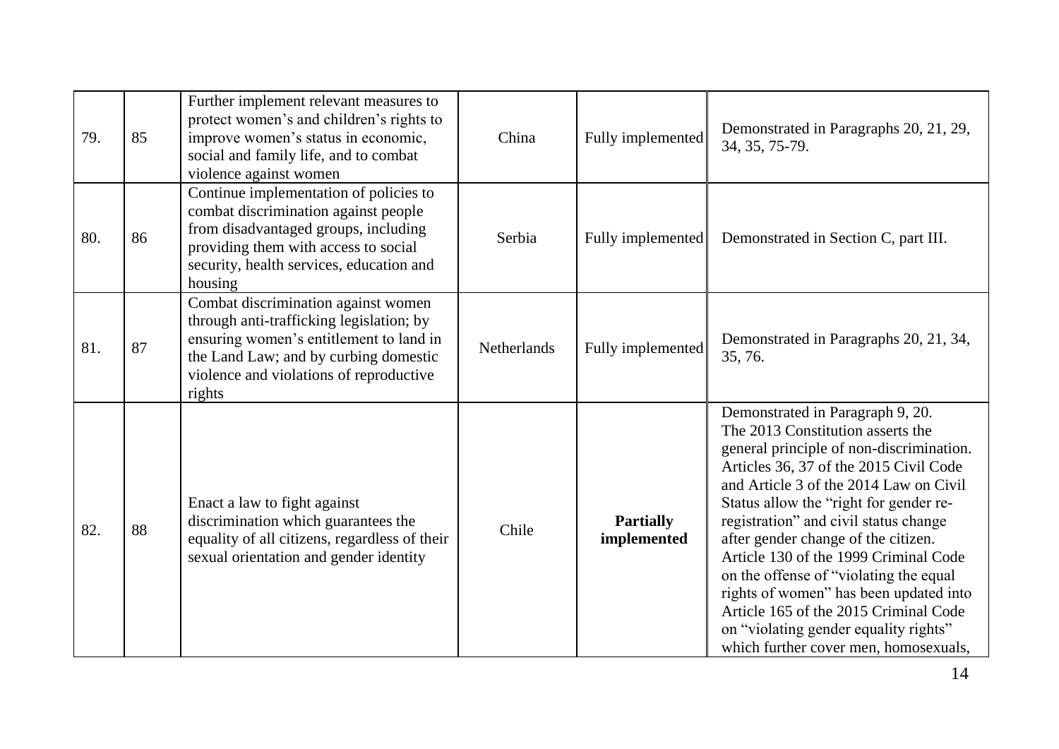| 79. | 85 | Further implement relevant measures to protect women's and children's rights to improve women's status in economic, social and family life, and to combat violence against women | China | Fully implemented | Demonstrated in Paragraphs 20, 21, 29, 34, 35, 75-79. |
|---|---|---|---|---|---|
| 80. | 86 | Continue implementation of policies to combat discrimination against people from disadvantaged groups, including providing them with access to social security, health services, education and housing | Serbia | Fully implemented | Demonstrated in Section C, part III. |
| 81. | 87 | Combat discrimination against women through anti-trafficking legislation; by ensuring women's entitlement to land in the Land Law; and by curbing domestic violence and violations of reproductive rights | Netherlands | Fully implemented | Demonstrated in Paragraphs 20, 21, 34, 35, 76. |
| 82. | 88 | Enact a law to fight against discrimination which guarantees the equality of all citizens, regardless of their sexual orientation and gender identity | Chile | **Partially implemented** | Demonstrated in Paragraph 9, 20. The 2013 Constitution asserts the general principle of non-discrimination. Articles 36, 37 of the 2015 Civil Code and Article 3 of the 2014 Law on Civil Status allow the "right for gender re-registration" and civil status change after gender change of the citizen. Article 130 of the 1999 Criminal Code on the offense of "violating the equal rights of women" has been updated into Article 165 of the 2015 Criminal Code on "violating gender equality rights" which further cover men, homosexuals, |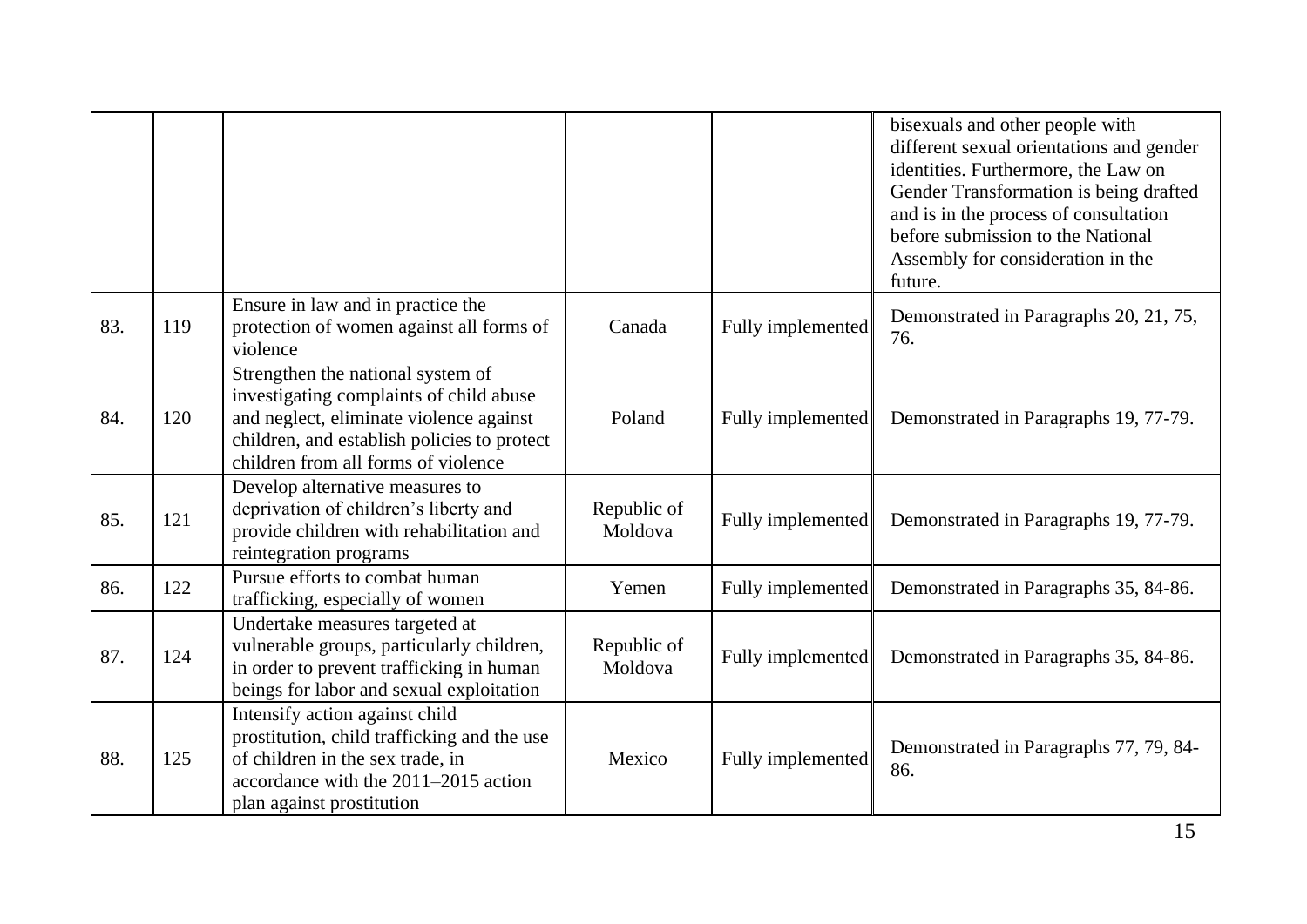| | | | | | |
|---|---|---|---|---|---|
| | | | | | bisexuals and other people with different sexual orientations and gender identities. Furthermore, the Law on Gender Transformation is being drafted and is in the process of consultation before submission to the National Assembly for consideration in the future. |
| 83. | 119 | Ensure in law and in practice the protection of women against all forms of violence | Canada | Fully implemented | Demonstrated in Paragraphs 20, 21, 75, 76. |
| 84. | 120 | Strengthen the national system of investigating complaints of child abuse and neglect, eliminate violence against children, and establish policies to protect children from all forms of violence | Poland | Fully implemented | Demonstrated in Paragraphs 19, 77-79. |
| 85. | 121 | Develop alternative measures to deprivation of children's liberty and provide children with rehabilitation and reintegration programs | Republic of Moldova | Fully implemented | Demonstrated in Paragraphs 19, 77-79. |
| 86. | 122 | Pursue efforts to combat human trafficking, especially of women | Yemen | Fully implemented | Demonstrated in Paragraphs 35, 84-86. |
| 87. | 124 | Undertake measures targeted at vulnerable groups, particularly children, in order to prevent trafficking in human beings for labor and sexual exploitation | Republic of Moldova | Fully implemented | Demonstrated in Paragraphs 35, 84-86. |
| 88. | 125 | Intensify action against child prostitution, child trafficking and the use of children in the sex trade, in accordance with the 2011–2015 action plan against prostitution | Mexico | Fully implemented | Demonstrated in Paragraphs 77, 79, 84-86. |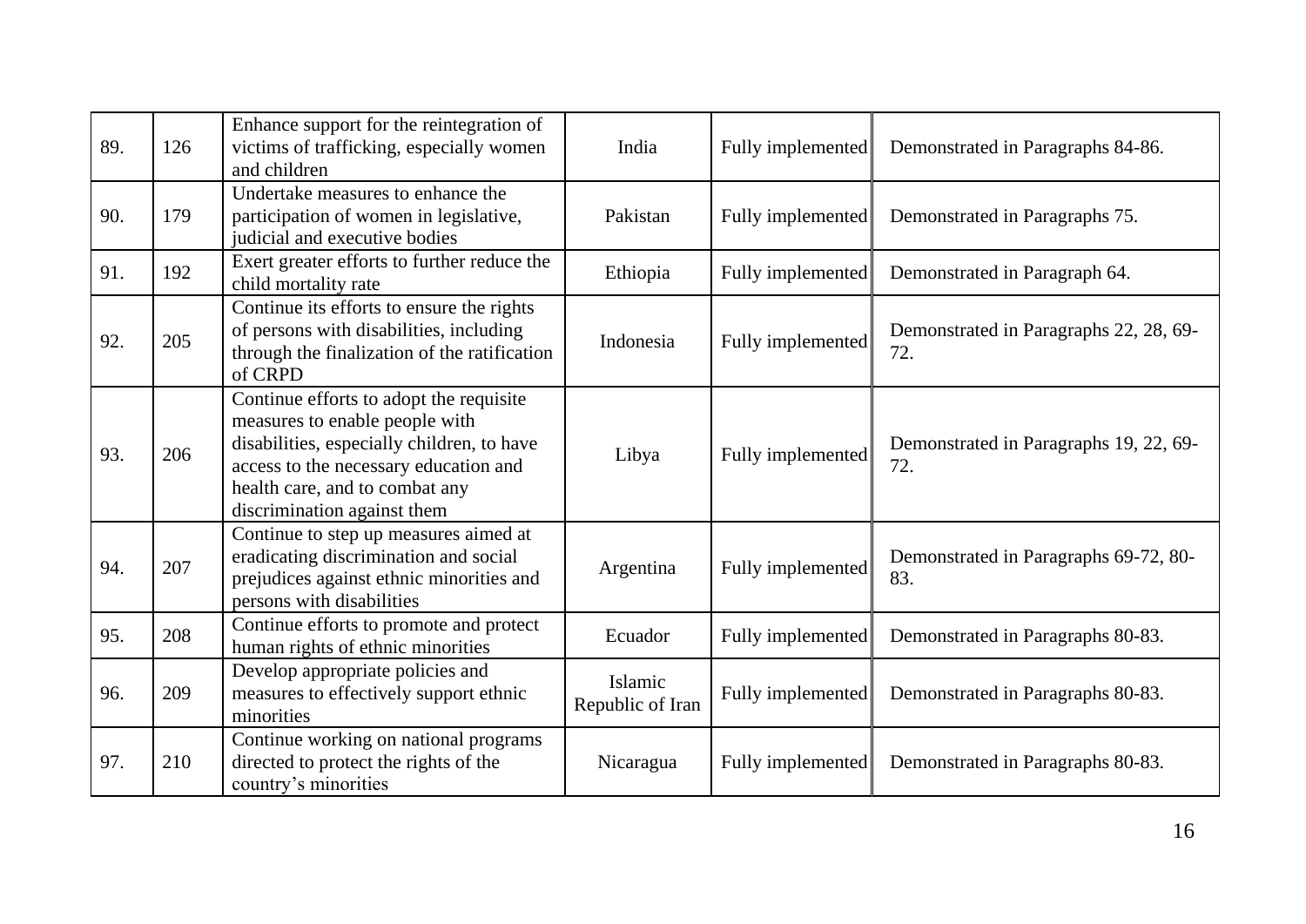| | | | | | |
|---|---|---|---|---|---|
| 89. | 126 | Enhance support for the reintegration of victims of trafficking, especially women and children | India | Fully implemented | Demonstrated in Paragraphs 84-86. |
| 90. | 179 | Undertake measures to enhance the participation of women in legislative, judicial and executive bodies | Pakistan | Fully implemented | Demonstrated in Paragraphs 75. |
| 91. | 192 | Exert greater efforts to further reduce the child mortality rate | Ethiopia | Fully implemented | Demonstrated in Paragraph 64. |
| 92. | 205 | Continue its efforts to ensure the rights of persons with disabilities, including through the finalization of the ratification of CRPD | Indonesia | Fully implemented | Demonstrated in Paragraphs 22, 28, 69-72. |
| 93. | 206 | Continue efforts to adopt the requisite measures to enable people with disabilities, especially children, to have access to the necessary education and health care, and to combat any discrimination against them | Libya | Fully implemented | Demonstrated in Paragraphs 19, 22, 69-72. |
| 94. | 207 | Continue to step up measures aimed at eradicating discrimination and social prejudices against ethnic minorities and persons with disabilities | Argentina | Fully implemented | Demonstrated in Paragraphs 69-72, 80-83. |
| 95. | 208 | Continue efforts to promote and protect human rights of ethnic minorities | Ecuador | Fully implemented | Demonstrated in Paragraphs 80-83. |
| 96. | 209 | Develop appropriate policies and measures to effectively support ethnic minorities | Islamic Republic of Iran | Fully implemented | Demonstrated in Paragraphs 80-83. |
| 97. | 210 | Continue working on national programs directed to protect the rights of the country's minorities | Nicaragua | Fully implemented | Demonstrated in Paragraphs 80-83. |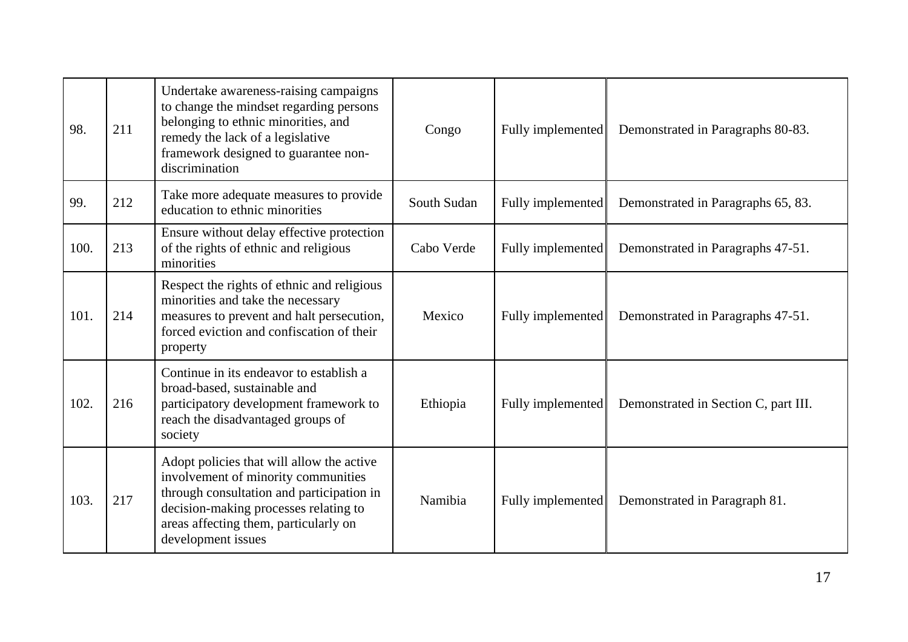| | | | | | |
|---|---|---|---|---|---|
| 98. | 211 | Undertake awareness-raising campaigns to change the mindset regarding persons belonging to ethnic minorities, and remedy the lack of a legislative framework designed to guarantee non-discrimination | Congo | Fully implemented | Demonstrated in Paragraphs 80-83. |
| 99. | 212 | Take more adequate measures to provide education to ethnic minorities | South Sudan | Fully implemented | Demonstrated in Paragraphs 65, 83. |
| 100. | 213 | Ensure without delay effective protection of the rights of ethnic and religious minorities | Cabo Verde | Fully implemented | Demonstrated in Paragraphs 47-51. |
| 101. | 214 | Respect the rights of ethnic and religious minorities and take the necessary measures to prevent and halt persecution, forced eviction and confiscation of their property | Mexico | Fully implemented | Demonstrated in Paragraphs 47-51. |
| 102. | 216 | Continue in its endeavor to establish a broad-based, sustainable and participatory development framework to reach the disadvantaged groups of society | Ethiopia | Fully implemented | Demonstrated in Section C, part III. |
| 103. | 217 | Adopt policies that will allow the active involvement of minority communities through consultation and participation in decision-making processes relating to areas affecting them, particularly on development issues | Namibia | Fully implemented | Demonstrated in Paragraph 81. |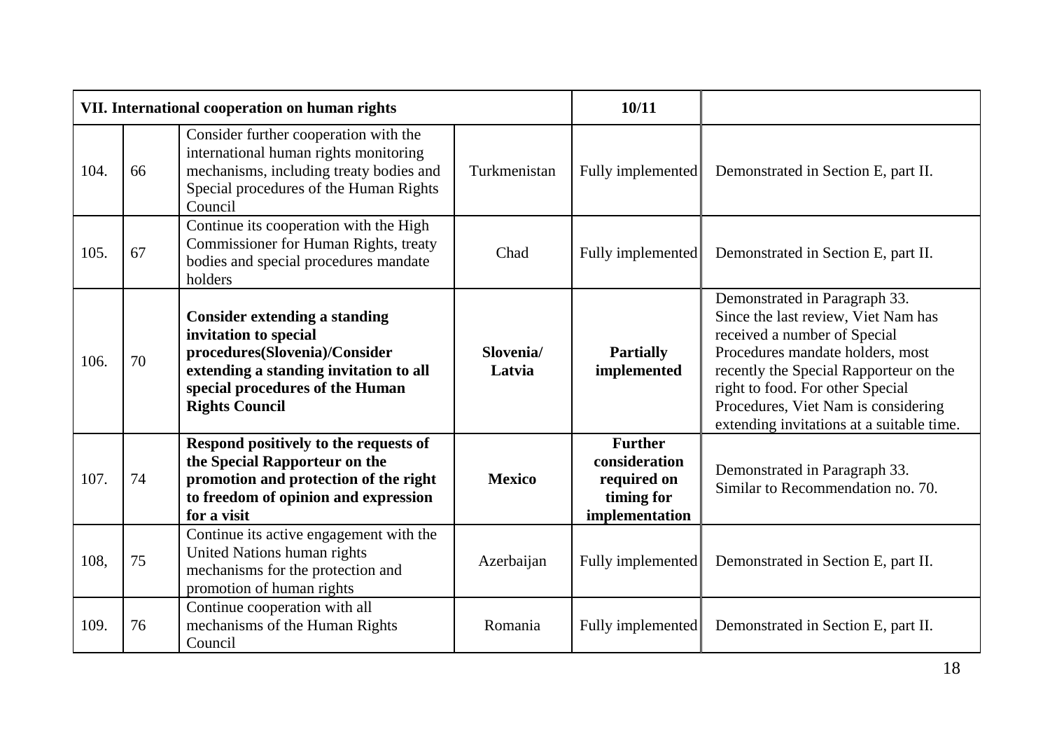| VII. International cooperation on human rights | | | | 10/11 | |
|---|---|---|---|---|---|
| 104. | 66 | Consider further cooperation with the international human rights monitoring mechanisms, including treaty bodies and Special procedures of the Human Rights Council | Turkmenistan | Fully implemented | Demonstrated in Section E, part II. |
| 105. | 67 | Continue its cooperation with the High Commissioner for Human Rights, treaty bodies and special procedures mandate holders | Chad | Fully implemented | Demonstrated in Section E, part II. |
| 106. | 70 | **Consider extending a standing invitation to special procedures(Slovenia)/Consider extending a standing invitation to all special procedures of the Human Rights Council** | **Slovenia/ Latvia** | **Partially implemented** | Demonstrated in Paragraph 33. Since the last review, Viet Nam has received a number of Special Procedures mandate holders, most recently the Special Rapporteur on the right to food. For other Special Procedures, Viet Nam is considering extending invitations at a suitable time. |
| 107. | 74 | **Respond positively to the requests of the Special Rapporteur on the promotion and protection of the right to freedom of opinion and expression for a visit** | **Mexico** | **Further consideration required on timing for implementation** | Demonstrated in Paragraph 33. Similar to Recommendation no. 70. |
| 108, | 75 | Continue its active engagement with the United Nations human rights mechanisms for the protection and promotion of human rights | Azerbaijan | Fully implemented | Demonstrated in Section E, part II. |
| 109. | 76 | Continue cooperation with all mechanisms of the Human Rights Council | Romania | Fully implemented | Demonstrated in Section E, part II. |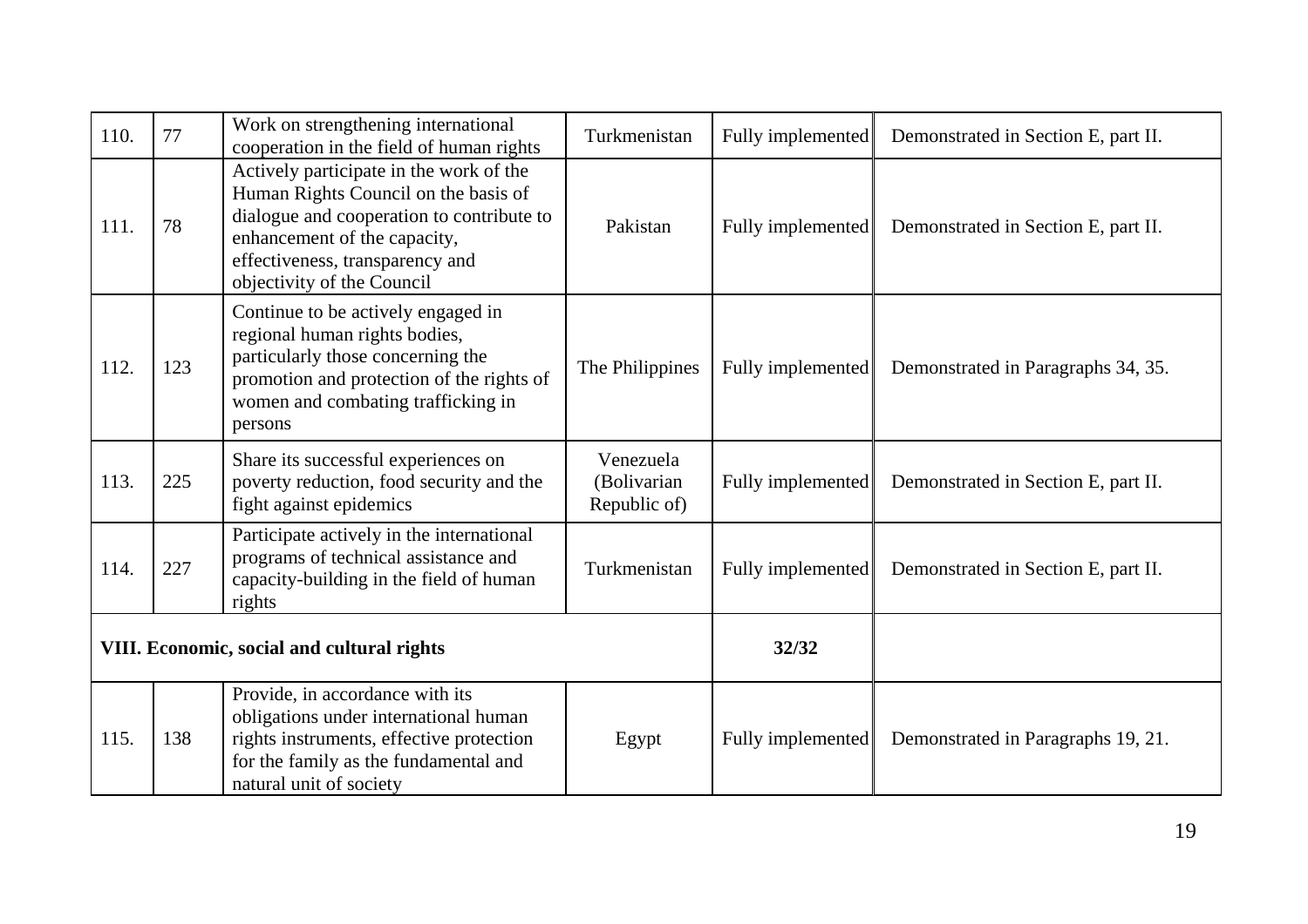| | | | | | |
|---|---|---|---|---|---|
| 110. | 77 | Work on strengthening international cooperation in the field of human rights | Turkmenistan | Fully implemented | Demonstrated in Section E, part II. |
| 111. | 78 | Actively participate in the work of the Human Rights Council on the basis of dialogue and cooperation to contribute to enhancement of the capacity, effectiveness, transparency and objectivity of the Council | Pakistan | Fully implemented | Demonstrated in Section E, part II. |
| 112. | 123 | Continue to be actively engaged in regional human rights bodies, particularly those concerning the promotion and protection of the rights of women and combating trafficking in persons | The Philippines | Fully implemented | Demonstrated in Paragraphs 34, 35. |
| 113. | 225 | Share its successful experiences on poverty reduction, food security and the fight against epidemics | Venezuela (Bolivarian Republic of) | Fully implemented | Demonstrated in Section E, part II. |
| 114. | 227 | Participate actively in the international programs of technical assistance and capacity-building in the field of human rights | Turkmenistan | Fully implemented | Demonstrated in Section E, part II. |
| **VIII. Economic, social and cultural rights** | | | | **32/32** | |
| 115. | 138 | Provide, in accordance with its obligations under international human rights instruments, effective protection for the family as the fundamental and natural unit of society | Egypt | Fully implemented | Demonstrated in Paragraphs 19, 21. |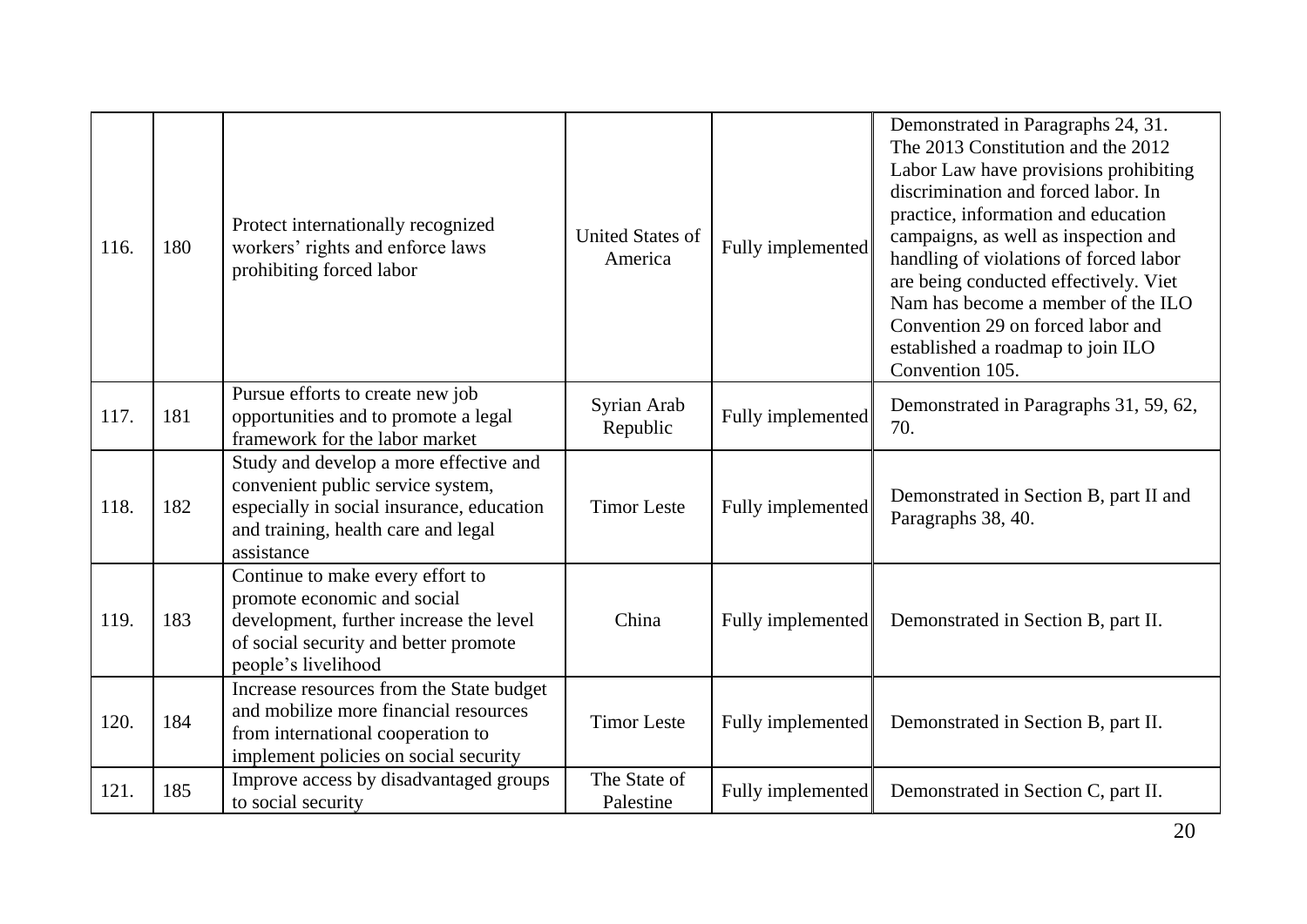| | | | | | |
|---|---|---|---|---|---|
| 116. | 180 | Protect internationally recognized workers' rights and enforce laws prohibiting forced labor | United States of America | Fully implemented | Demonstrated in Paragraphs 24, 31. The 2013 Constitution and the 2012 Labor Law have provisions prohibiting discrimination and forced labor. In practice, information and education campaigns, as well as inspection and handling of violations of forced labor are being conducted effectively. Viet Nam has become a member of the ILO Convention 29 on forced labor and established a roadmap to join ILO Convention 105. |
| 117. | 181 | Pursue efforts to create new job opportunities and to promote a legal framework for the labor market | Syrian Arab Republic | Fully implemented | Demonstrated in Paragraphs 31, 59, 62, 70. |
| 118. | 182 | Study and develop a more effective and convenient public service system, especially in social insurance, education and training, health care and legal assistance | Timor Leste | Fully implemented | Demonstrated in Section B, part II and Paragraphs 38, 40. |
| 119. | 183 | Continue to make every effort to promote economic and social development, further increase the level of social security and better promote people's livelihood | China | Fully implemented | Demonstrated in Section B, part II. |
| 120. | 184 | Increase resources from the State budget and mobilize more financial resources from international cooperation to implement policies on social security | Timor Leste | Fully implemented | Demonstrated in Section B, part II. |
| 121. | 185 | Improve access by disadvantaged groups to social security | The State of Palestine | Fully implemented | Demonstrated in Section C, part II. |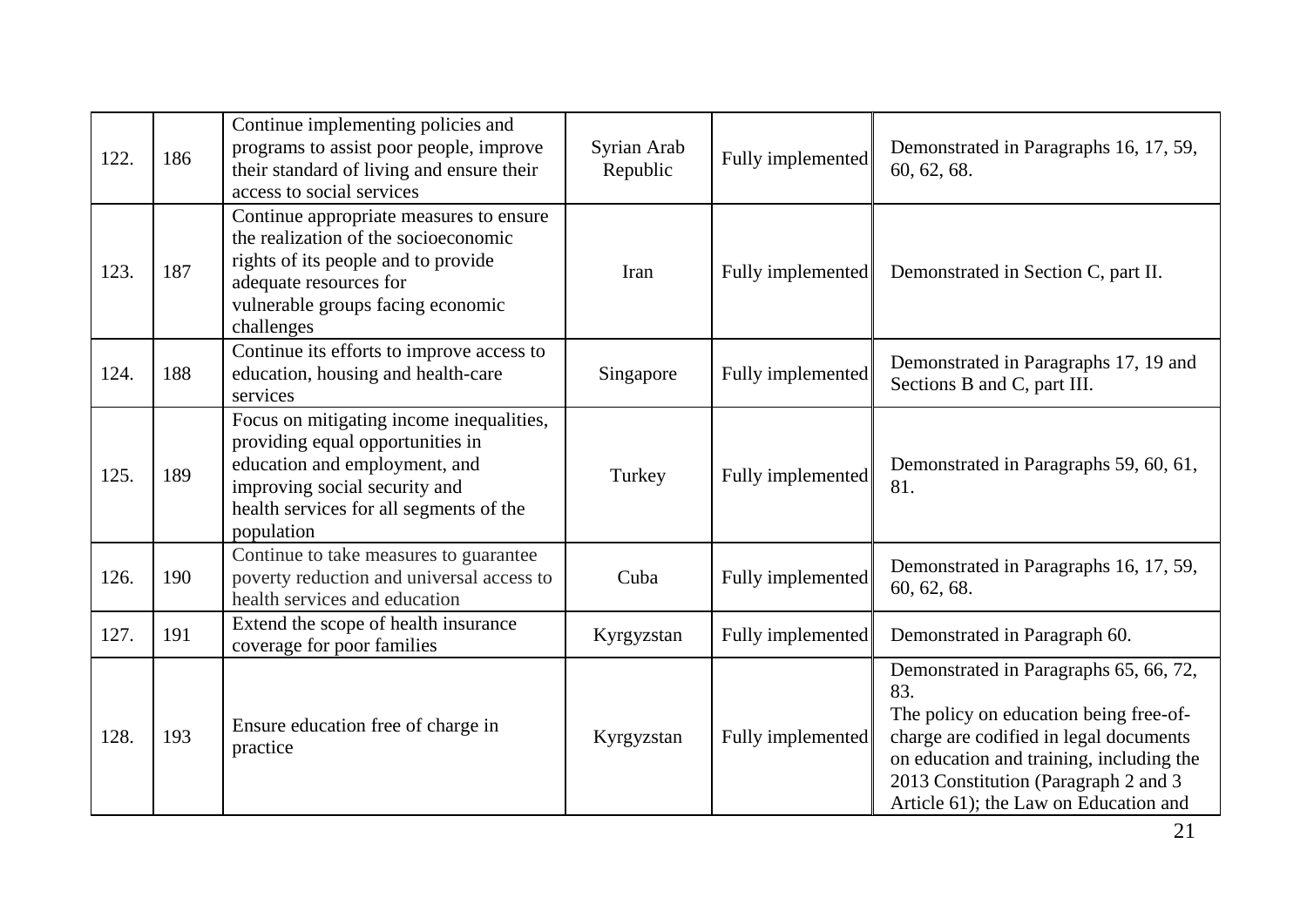| | | | | | |
|---|---|---|---|---|---|
| 122. | 186 | Continue implementing policies and programs to assist poor people, improve their standard of living and ensure their access to social services | Syrian Arab Republic | Fully implemented | Demonstrated in Paragraphs 16, 17, 59, 60, 62, 68. |
| 123. | 187 | Continue appropriate measures to ensure the realization of the socioeconomic rights of its people and to provide adequate resources for vulnerable groups facing economic challenges | Iran | Fully implemented | Demonstrated in Section C, part II. |
| 124. | 188 | Continue its efforts to improve access to education, housing and health-care services | Singapore | Fully implemented | Demonstrated in Paragraphs 17, 19 and Sections B and C, part III. |
| 125. | 189 | Focus on mitigating income inequalities, providing equal opportunities in education and employment, and improving social security and health services for all segments of the population | Turkey | Fully implemented | Demonstrated in Paragraphs 59, 60, 61, 81. |
| 126. | 190 | Continue to take measures to guarantee poverty reduction and universal access to health services and education | Cuba | Fully implemented | Demonstrated in Paragraphs 16, 17, 59, 60, 62, 68. |
| 127. | 191 | Extend the scope of health insurance coverage for poor families | Kyrgyzstan | Fully implemented | Demonstrated in Paragraph 60. |
| 128. | 193 | Ensure education free of charge in practice | Kyrgyzstan | Fully implemented | Demonstrated in Paragraphs 65, 66, 72, 83.<br>The policy on education being free-of-charge are codified in legal documents on education and training, including the 2013 Constitution (Paragraph 2 and 3 Article 61); the Law on Education and |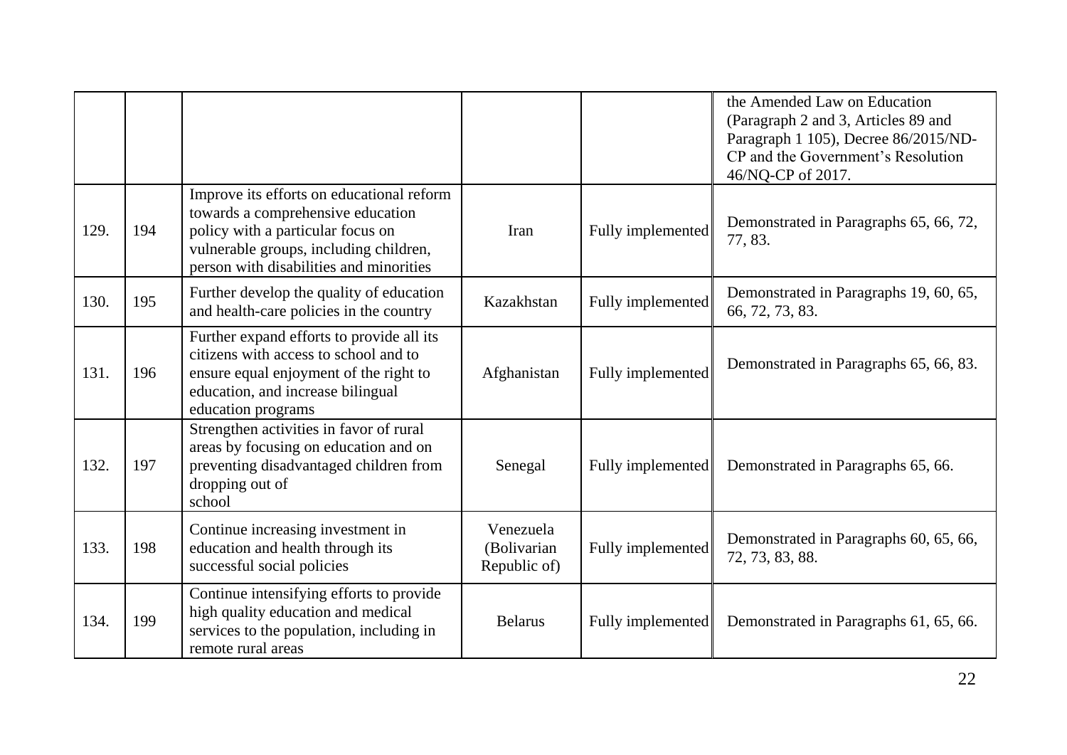|  |  |  |  |  | the Amended Law on Education (Paragraph 2 and 3, Articles 89 and Paragraph 1 105), Decree 86/2015/ND-CP and the Government's Resolution 46/NQ-CP of 2017. |
|---|---|---|---|---|---|
| 129. | 194 | Improve its efforts on educational reform towards a comprehensive education policy with a particular focus on vulnerable groups, including children, person with disabilities and minorities | Iran | Fully implemented | Demonstrated in Paragraphs 65, 66, 72, 77, 83. |
| 130. | 195 | Further develop the quality of education and health-care policies in the country | Kazakhstan | Fully implemented | Demonstrated in Paragraphs 19, 60, 65, 66, 72, 73, 83. |
| 131. | 196 | Further expand efforts to provide all its citizens with access to school and to ensure equal enjoyment of the right to education, and increase bilingual education programs | Afghanistan | Fully implemented | Demonstrated in Paragraphs 65, 66, 83. |
| 132. | 197 | Strengthen activities in favor of rural areas by focusing on education and on preventing disadvantaged children from dropping out of school | Senegal | Fully implemented | Demonstrated in Paragraphs 65, 66. |
| 133. | 198 | Continue increasing investment in education and health through its successful social policies | Venezuela (Bolivarian Republic of) | Fully implemented | Demonstrated in Paragraphs 60, 65, 66, 72, 73, 83, 88. |
| 134. | 199 | Continue intensifying efforts to provide high quality education and medical services to the population, including in remote rural areas | Belarus | Fully implemented | Demonstrated in Paragraphs 61, 65, 66. |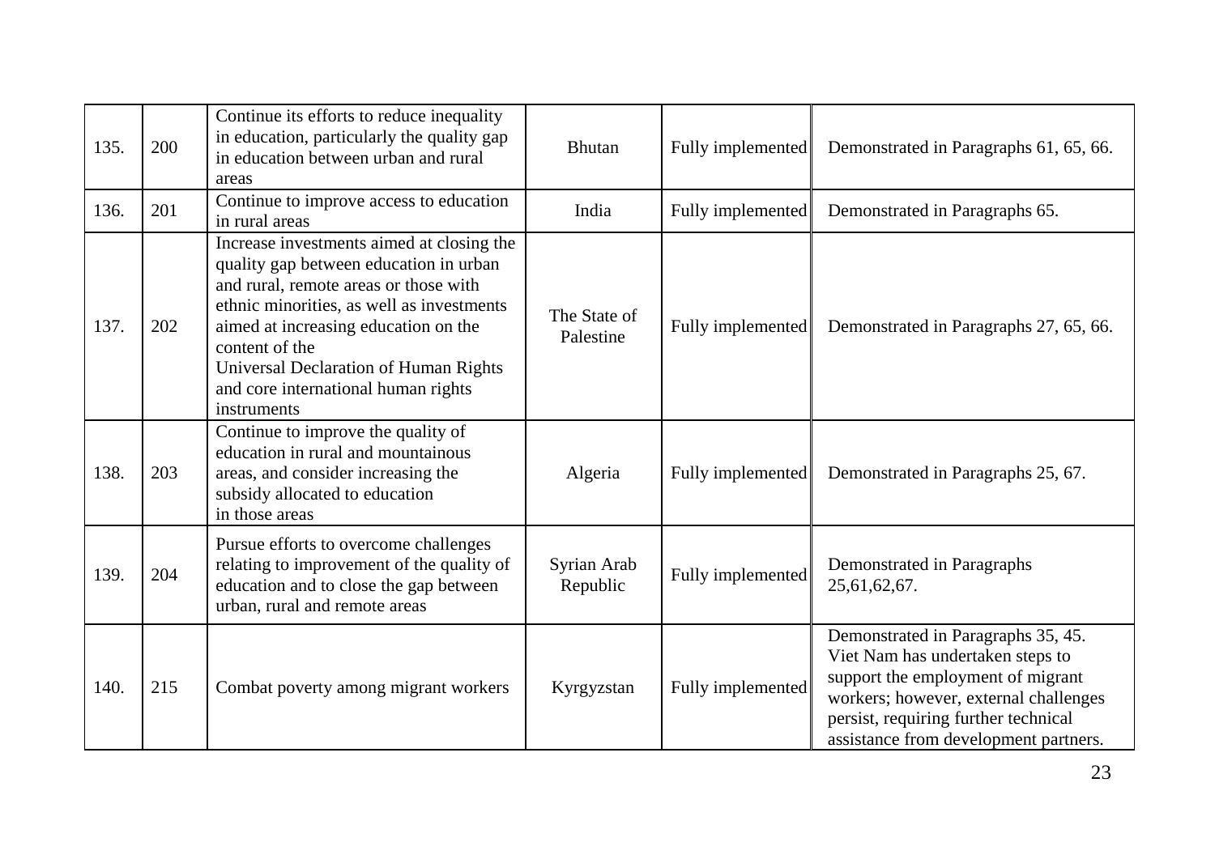| 135. | 200 | Continue its efforts to reduce inequality in education, particularly the quality gap in education between urban and rural areas | Bhutan | Fully implemented | Demonstrated in Paragraphs 61, 65, 66. |
|---|---|---|---|---|---|
| 136. | 201 | Continue to improve access to education in rural areas | India | Fully implemented | Demonstrated in Paragraphs 65. |
| 137. | 202 | Increase investments aimed at closing the quality gap between education in urban and rural, remote areas or those with ethnic minorities, as well as investments aimed at increasing education on the content of the Universal Declaration of Human Rights and core international human rights instruments | The State of Palestine | Fully implemented | Demonstrated in Paragraphs 27, 65, 66. |
| 138. | 203 | Continue to improve the quality of education in rural and mountainous areas, and consider increasing the subsidy allocated to education in those areas | Algeria | Fully implemented | Demonstrated in Paragraphs 25, 67. |
| 139. | 204 | Pursue efforts to overcome challenges relating to improvement of the quality of education and to close the gap between urban, rural and remote areas | Syrian Arab Republic | Fully implemented | Demonstrated in Paragraphs 25,61,62,67. |
| 140. | 215 | Combat poverty among migrant workers | Kyrgyzstan | Fully implemented | Demonstrated in Paragraphs 35, 45. Viet Nam has undertaken steps to support the employment of migrant workers; however, external challenges persist, requiring further technical assistance from development partners. |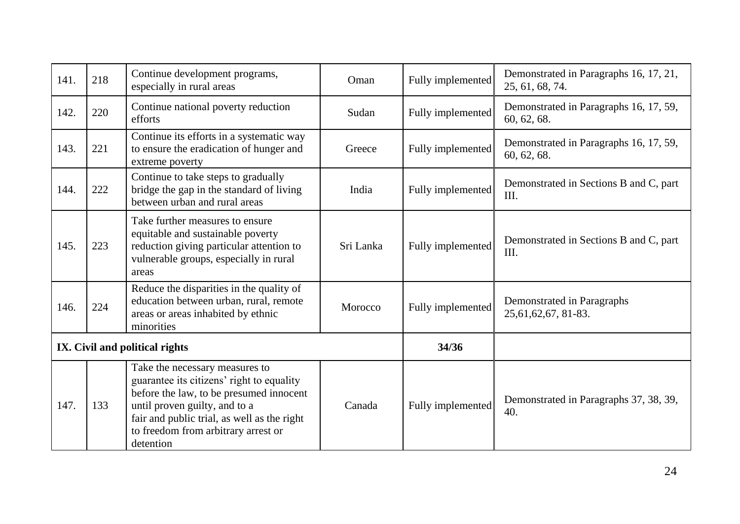| | | | | | |
|---|---|---|---|---|---|
| 141. | 218 | Continue development programs, especially in rural areas | Oman | Fully implemented | Demonstrated in Paragraphs 16, 17, 21, 25, 61, 68, 74. |
| 142. | 220 | Continue national poverty reduction efforts | Sudan | Fully implemented | Demonstrated in Paragraphs 16, 17, 59, 60, 62, 68. |
| 143. | 221 | Continue its efforts in a systematic way to ensure the eradication of hunger and extreme poverty | Greece | Fully implemented | Demonstrated in Paragraphs 16, 17, 59, 60, 62, 68. |
| 144. | 222 | Continue to take steps to gradually bridge the gap in the standard of living between urban and rural areas | India | Fully implemented | Demonstrated in Sections B and C, part III. |
| 145. | 223 | Take further measures to ensure equitable and sustainable poverty reduction giving particular attention to vulnerable groups, especially in rural areas | Sri Lanka | Fully implemented | Demonstrated in Sections B and C, part III. |
| 146. | 224 | Reduce the disparities in the quality of education between urban, rural, remote areas or areas inhabited by ethnic minorities | Morocco | Fully implemented | Demonstrated in Paragraphs 25,61,62,67, 81-83. |
| **IX. Civil and political rights** | | | | **34/36** | |
| 147. | 133 | Take the necessary measures to guarantee its citizens' right to equality before the law, to be presumed innocent until proven guilty, and to a fair and public trial, as well as the right to freedom from arbitrary arrest or detention | Canada | Fully implemented | Demonstrated in Paragraphs 37, 38, 39, 40. |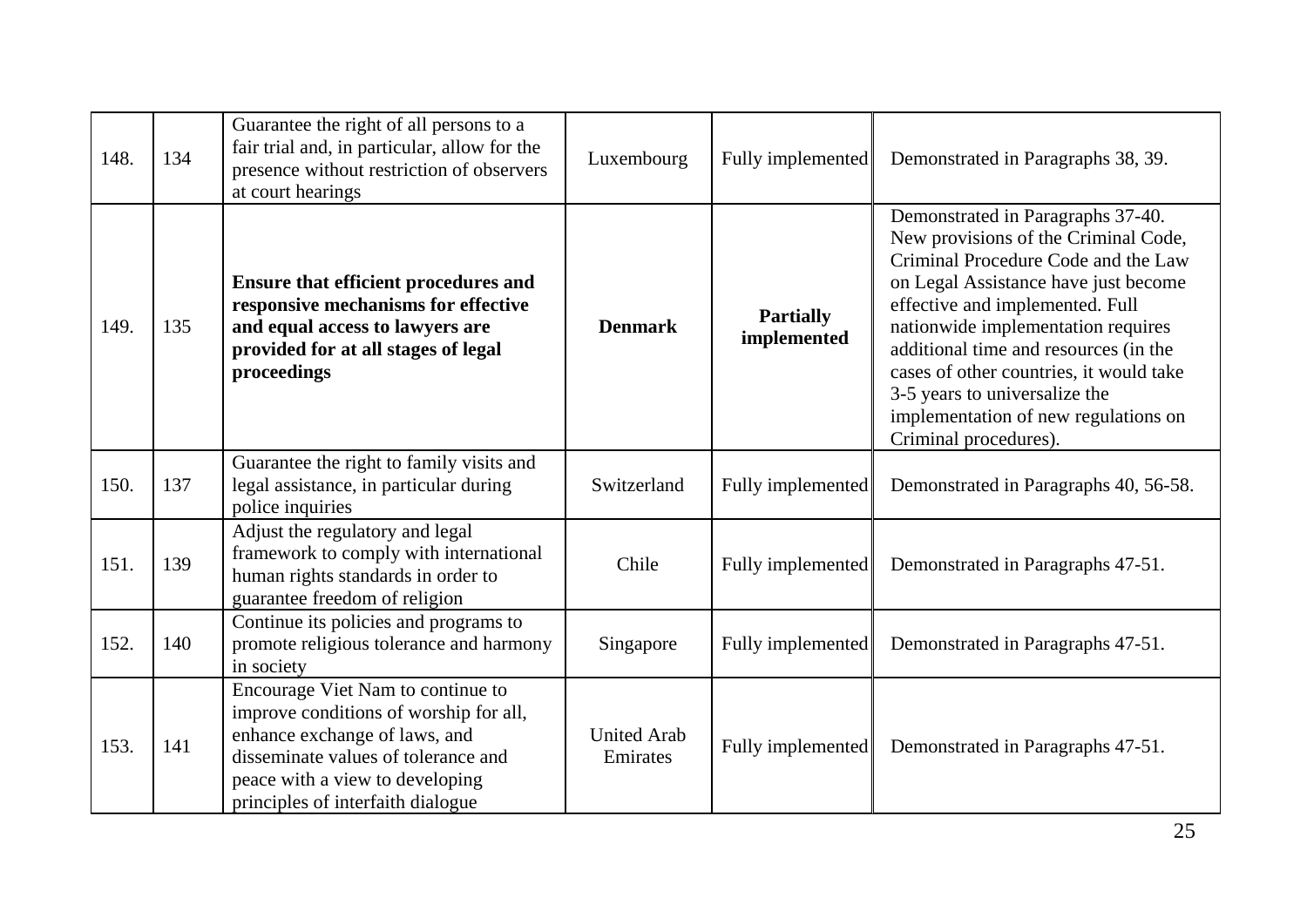| 148. | 134 | Guarantee the right of all persons to a fair trial and, in particular, allow for the presence without restriction of observers at court hearings | Luxembourg | Fully implemented | Demonstrated in Paragraphs 38, 39. |
|---|---|---|---|---|---|
| 149. | 135 | **Ensure that efficient procedures and responsive mechanisms for effective and equal access to lawyers are provided for at all stages of legal proceedings** | **Denmark** | **Partially implemented** | Demonstrated in Paragraphs 37-40. New provisions of the Criminal Code, Criminal Procedure Code and the Law on Legal Assistance have just become effective and implemented. Full nationwide implementation requires additional time and resources (in the cases of other countries, it would take 3-5 years to universalize the implementation of new regulations on Criminal procedures). |
| 150. | 137 | Guarantee the right to family visits and legal assistance, in particular during police inquiries | Switzerland | Fully implemented | Demonstrated in Paragraphs 40, 56-58. |
| 151. | 139 | Adjust the regulatory and legal framework to comply with international human rights standards in order to guarantee freedom of religion | Chile | Fully implemented | Demonstrated in Paragraphs 47-51. |
| 152. | 140 | Continue its policies and programs to promote religious tolerance and harmony in society | Singapore | Fully implemented | Demonstrated in Paragraphs 47-51. |
| 153. | 141 | Encourage Viet Nam to continue to improve conditions of worship for all, enhance exchange of laws, and disseminate values of tolerance and peace with a view to developing principles of interfaith dialogue | United Arab Emirates | Fully implemented | Demonstrated in Paragraphs 47-51. |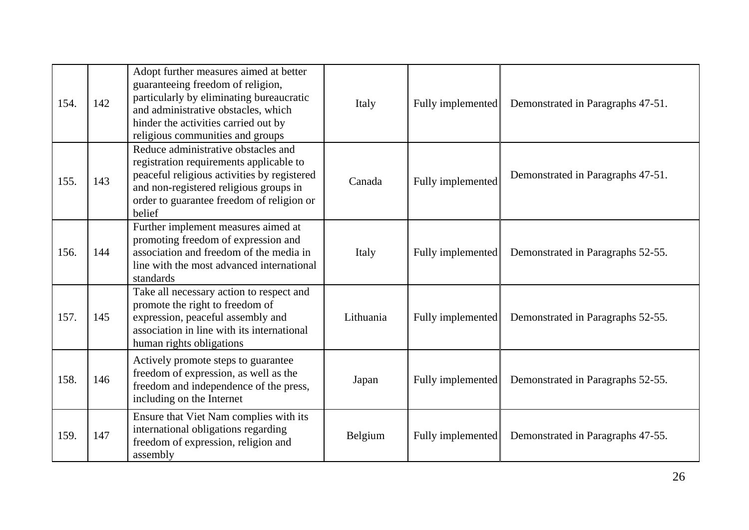| | | | | | |
|---|---|---|---|---|---|
| 154. | 142 | Adopt further measures aimed at better guaranteeing freedom of religion, particularly by eliminating bureaucratic and administrative obstacles, which hinder the activities carried out by religious communities and groups | Italy | Fully implemented | Demonstrated in Paragraphs 47-51. |
| 155. | 143 | Reduce administrative obstacles and registration requirements applicable to peaceful religious activities by registered and non-registered religious groups in order to guarantee freedom of religion or belief | Canada | Fully implemented | Demonstrated in Paragraphs 47-51. |
| 156. | 144 | Further implement measures aimed at promoting freedom of expression and association and freedom of the media in line with the most advanced international standards | Italy | Fully implemented | Demonstrated in Paragraphs 52-55. |
| 157. | 145 | Take all necessary action to respect and promote the right to freedom of expression, peaceful assembly and association in line with its international human rights obligations | Lithuania | Fully implemented | Demonstrated in Paragraphs 52-55. |
| 158. | 146 | Actively promote steps to guarantee freedom of expression, as well as the freedom and independence of the press, including on the Internet | Japan | Fully implemented | Demonstrated in Paragraphs 52-55. |
| 159. | 147 | Ensure that Viet Nam complies with its international obligations regarding freedom of expression, religion and assembly | Belgium | Fully implemented | Demonstrated in Paragraphs 47-55. |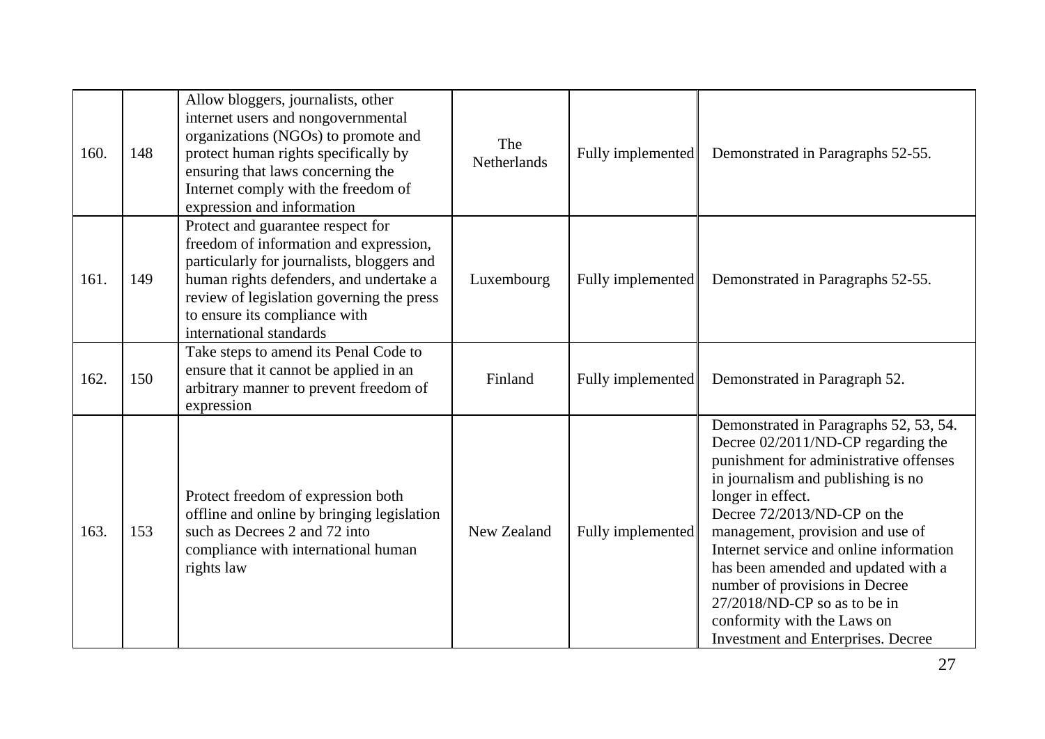| | | | | | |
|---|---|---|---|---|---|
| 160. | 148 | Allow bloggers, journalists, other internet users and nongovernmental organizations (NGOs) to promote and protect human rights specifically by ensuring that laws concerning the Internet comply with the freedom of expression and information | The Netherlands | Fully implemented | Demonstrated in Paragraphs 52-55. |
| 161. | 149 | Protect and guarantee respect for freedom of information and expression, particularly for journalists, bloggers and human rights defenders, and undertake a review of legislation governing the press to ensure its compliance with international standards | Luxembourg | Fully implemented | Demonstrated in Paragraphs 52-55. |
| 162. | 150 | Take steps to amend its Penal Code to ensure that it cannot be applied in an arbitrary manner to prevent freedom of expression | Finland | Fully implemented | Demonstrated in Paragraph 52. |
| 163. | 153 | Protect freedom of expression both offline and online by bringing legislation such as Decrees 2 and 72 into compliance with international human rights law | New Zealand | Fully implemented | Demonstrated in Paragraphs 52, 53, 54. Decree 02/2011/ND-CP regarding the punishment for administrative offenses in journalism and publishing is no longer in effect. Decree 72/2013/ND-CP on the management, provision and use of Internet service and online information has been amended and updated with a number of provisions in Decree 27/2018/ND-CP so as to be in conformity with the Laws on Investment and Enterprises. Decree |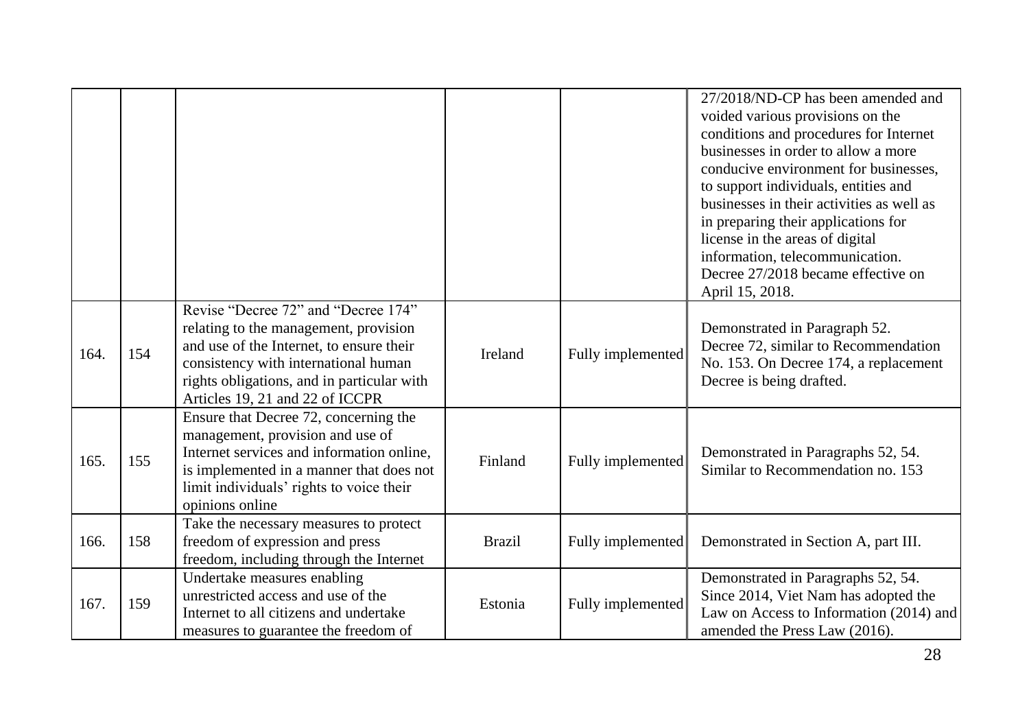|  |  |  |  |  |  |
| --- | --- | --- | --- | --- | --- |
|  |  |  |  |  | 27/2018/ND-CP has been amended and voided various provisions on the conditions and procedures for Internet businesses in order to allow a more conducive environment for businesses, to support individuals, entities and businesses in their activities as well as in preparing their applications for license in the areas of digital information, telecommunication. Decree 27/2018 became effective on April 15, 2018. |
| 164. | 154 | Revise "Decree 72" and "Decree 174" relating to the management, provision and use of the Internet, to ensure their consistency with international human rights obligations, and in particular with Articles 19, 21 and 22 of ICCPR | Ireland | Fully implemented | Demonstrated in Paragraph 52. Decree 72, similar to Recommendation No. 153. On Decree 174, a replacement Decree is being drafted. |
| 165. | 155 | Ensure that Decree 72, concerning the management, provision and use of Internet services and information online, is implemented in a manner that does not limit individuals' rights to voice their opinions online | Finland | Fully implemented | Demonstrated in Paragraphs 52, 54. Similar to Recommendation no. 153 |
| 166. | 158 | Take the necessary measures to protect freedom of expression and press freedom, including through the Internet | Brazil | Fully implemented | Demonstrated in Section A, part III. |
| 167. | 159 | Undertake measures enabling unrestricted access and use of the Internet to all citizens and undertake measures to guarantee the freedom of | Estonia | Fully implemented | Demonstrated in Paragraphs 52, 54. Since 2014, Viet Nam has adopted the Law on Access to Information (2014) and amended the Press Law (2016). |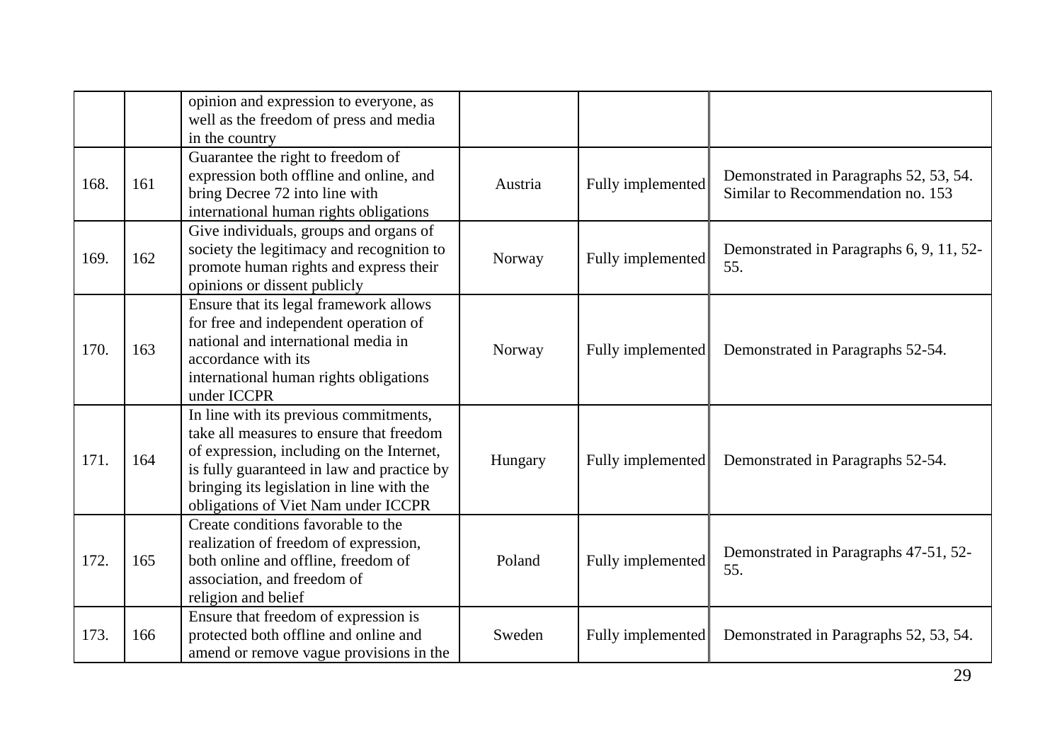| | | | | | |
|---|---|---|---|---|---|
| | | opinion and expression to everyone, as well as the freedom of press and media in the country | | | |
| 168. | 161 | Guarantee the right to freedom of expression both offline and online, and bring Decree 72 into line with international human rights obligations | Austria | Fully implemented | Demonstrated in Paragraphs 52, 53, 54. Similar to Recommendation no. 153 |
| 169. | 162 | Give individuals, groups and organs of society the legitimacy and recognition to promote human rights and express their opinions or dissent publicly | Norway | Fully implemented | Demonstrated in Paragraphs 6, 9, 11, 52-55. |
| 170. | 163 | Ensure that its legal framework allows for free and independent operation of national and international media in accordance with its international human rights obligations under ICCPR | Norway | Fully implemented | Demonstrated in Paragraphs 52-54. |
| 171. | 164 | In line with its previous commitments, take all measures to ensure that freedom of expression, including on the Internet, is fully guaranteed in law and practice by bringing its legislation in line with the obligations of Viet Nam under ICCPR | Hungary | Fully implemented | Demonstrated in Paragraphs 52-54. |
| 172. | 165 | Create conditions favorable to the realization of freedom of expression, both online and offline, freedom of association, and freedom of religion and belief | Poland | Fully implemented | Demonstrated in Paragraphs 47-51, 52-55. |
| 173. | 166 | Ensure that freedom of expression is protected both offline and online and amend or remove vague provisions in the | Sweden | Fully implemented | Demonstrated in Paragraphs 52, 53, 54. |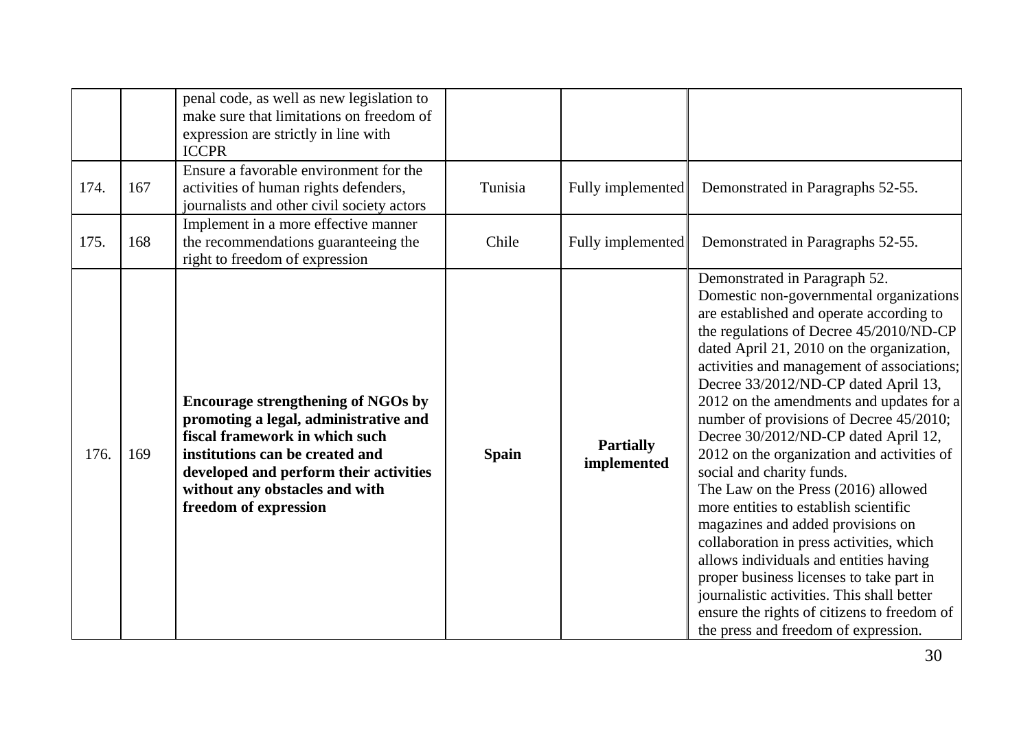| | | | | | |
|---|---|---|---|---|---|
| | | penal code, as well as new legislation to make sure that limitations on freedom of expression are strictly in line with ICCPR | | | |
| 174. | 167 | Ensure a favorable environment for the activities of human rights defenders, journalists and other civil society actors | Tunisia | Fully implemented | Demonstrated in Paragraphs 52-55. |
| 175. | 168 | Implement in a more effective manner the recommendations guaranteeing the right to freedom of expression | Chile | Fully implemented | Demonstrated in Paragraphs 52-55. |
| 176. | 169 | **Encourage strengthening of NGOs by promoting a legal, administrative and fiscal framework in which such institutions can be created and developed and perform their activities without any obstacles and with freedom of expression** | **Spain** | **Partially implemented** | Demonstrated in Paragraph 52.<br>Domestic non-governmental organizations are established and operate according to the regulations of Decree 45/2010/ND-CP dated April 21, 2010 on the organization, activities and management of associations; Decree 33/2012/ND-CP dated April 13, 2012 on the amendments and updates for a number of provisions of Decree 45/2010; Decree 30/2012/ND-CP dated April 12, 2012 on the organization and activities of social and charity funds.<br>The Law on the Press (2016) allowed more entities to establish scientific magazines and added provisions on collaboration in press activities, which allows individuals and entities having proper business licenses to take part in journalistic activities. This shall better ensure the rights of citizens to freedom of the press and freedom of expression. |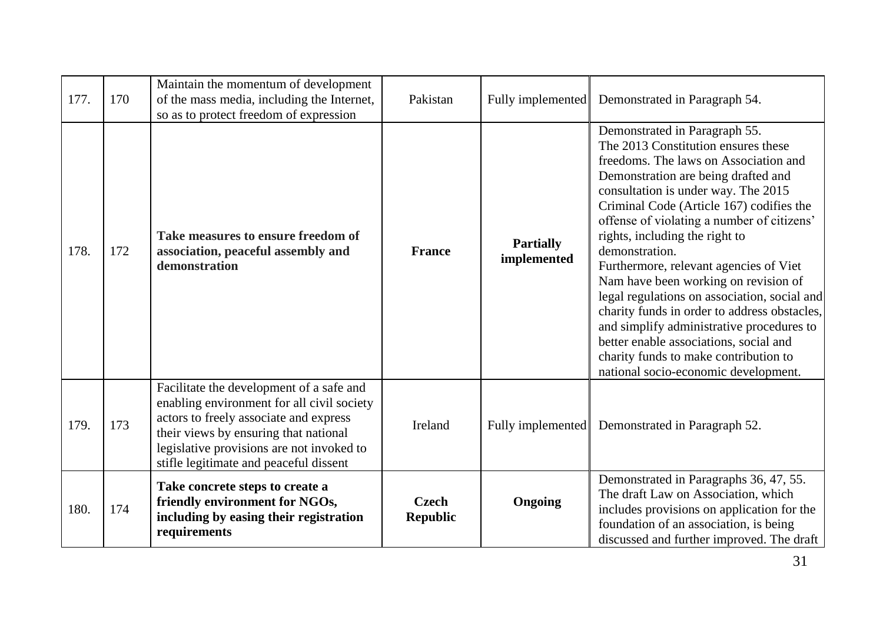| | | | | | |
|---|---|---|---|---|---|
| 177. | 170 | Maintain the momentum of development of the mass media, including the Internet, so as to protect freedom of expression | Pakistan | Fully implemented | Demonstrated in Paragraph 54. |
| 178. | 172 | **Take measures to ensure freedom of association, peaceful assembly and demonstration** | **France** | **Partially implemented** | Demonstrated in Paragraph 55.<br>The 2013 Constitution ensures these freedoms. The laws on Association and Demonstration are being drafted and consultation is under way. The 2015 Criminal Code (Article 167) codifies the offense of violating a number of citizens' rights, including the right to demonstration.<br>Furthermore, relevant agencies of Viet Nam have been working on revision of legal regulations on association, social and charity funds in order to address obstacles, and simplify administrative procedures to better enable associations, social and charity funds to make contribution to national socio-economic development. |
| 179. | 173 | Facilitate the development of a safe and enabling environment for all civil society actors to freely associate and express their views by ensuring that national legislative provisions are not invoked to stifle legitimate and peaceful dissent | Ireland | Fully implemented | Demonstrated in Paragraph 52. |
| 180. | 174 | **Take concrete steps to create a friendly environment for NGOs, including by easing their registration requirements** | **Czech Republic** | **Ongoing** | Demonstrated in Paragraphs 36, 47, 55.<br>The draft Law on Association, which includes provisions on application for the foundation of an association, is being discussed and further improved. The draft |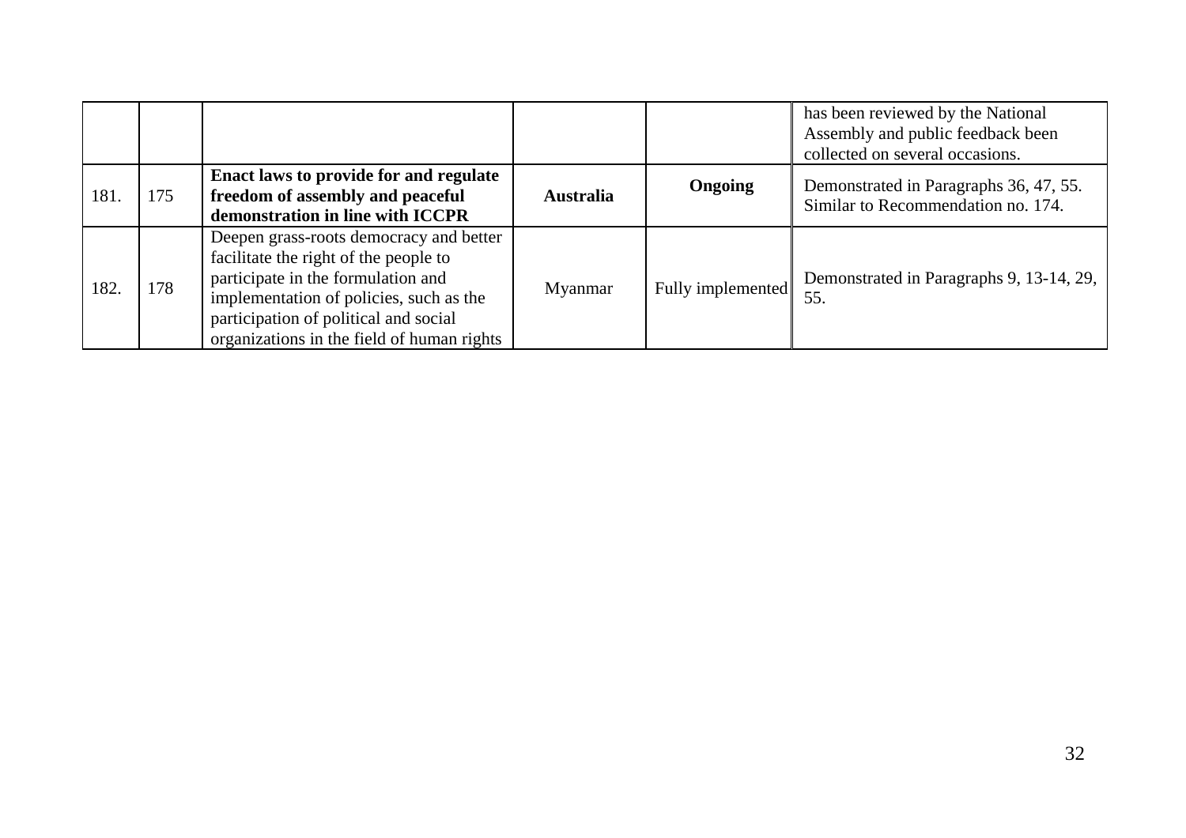| | | | | | |
|---|---|---|---|---|---|
| | | | | | has been reviewed by the National Assembly and public feedback been collected on several occasions. |
| 181. | 175 | **Enact laws to provide for and regulate freedom of assembly and peaceful demonstration in line with ICCPR** | **Australia** | **Ongoing** | Demonstrated in Paragraphs 36, 47, 55. Similar to Recommendation no. 174. |
| 182. | 178 | Deepen grass-roots democracy and better facilitate the right of the people to participate in the formulation and implementation of policies, such as the participation of political and social organizations in the field of human rights | Myanmar | Fully implemented | Demonstrated in Paragraphs 9, 13-14, 29, 55. |